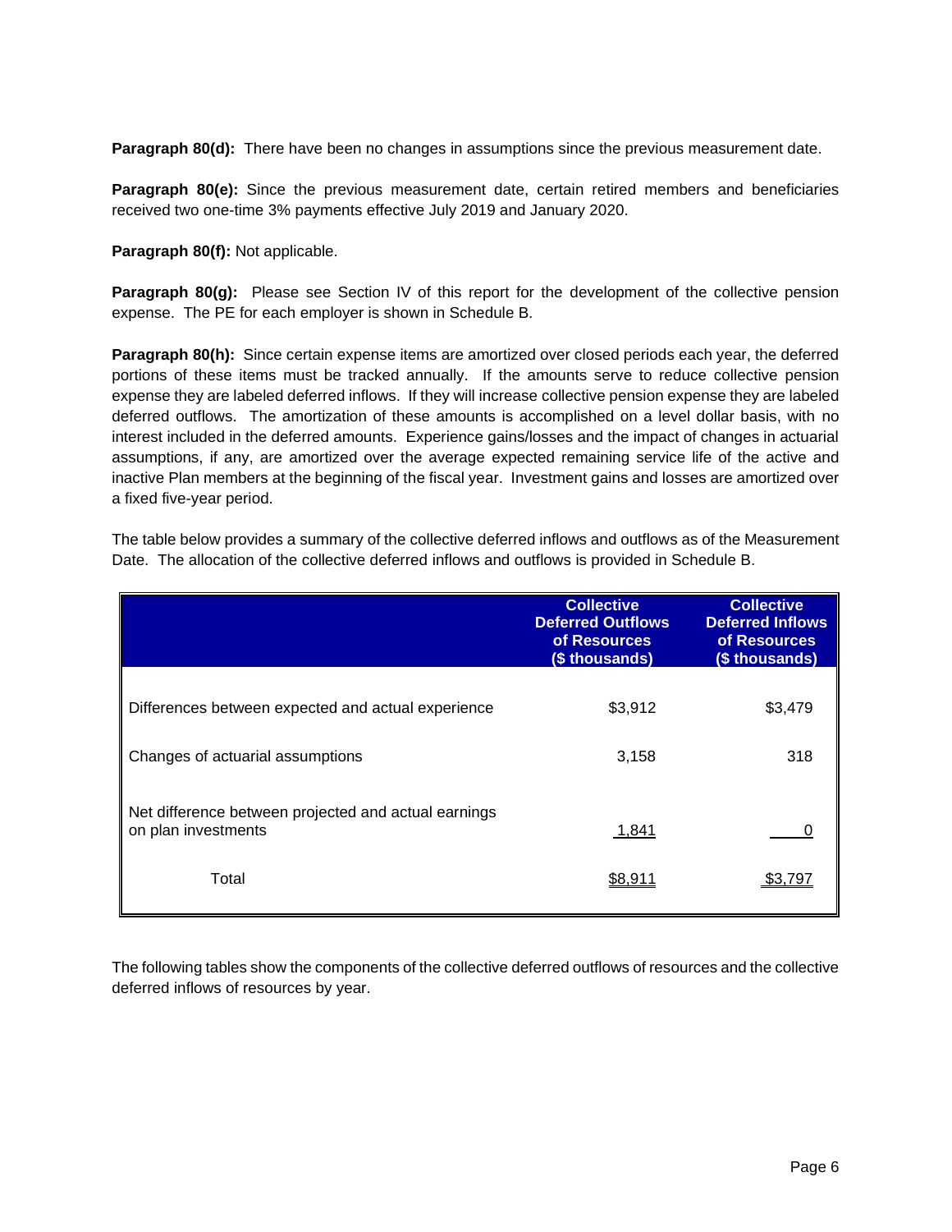**Paragraph 80(d):** There have been no changes in assumptions since the previous measurement date.

**Paragraph 80(e):** Since the previous measurement date, certain retired members and beneficiaries received two one-time 3% payments effective July 2019 and January 2020.

**Paragraph 80(f):** Not applicable.

**Paragraph 80(g):** Please see Section IV of this report for the development of the collective pension expense. The PE for each employer is shown in Schedule B.

**Paragraph 80(h):** Since certain expense items are amortized over closed periods each year, the deferred portions of these items must be tracked annually. If the amounts serve to reduce collective pension expense they are labeled deferred inflows. If they will increase collective pension expense they are labeled deferred outflows. The amortization of these amounts is accomplished on a level dollar basis, with no interest included in the deferred amounts. Experience gains/losses and the impact of changes in actuarial assumptions, if any, are amortized over the average expected remaining service life of the active and inactive Plan members at the beginning of the fiscal year. Investment gains and losses are amortized over a fixed five-year period.

The table below provides a summary of the collective deferred inflows and outflows as of the Measurement Date. The allocation of the collective deferred inflows and outflows is provided in Schedule B.

| | Collective Deferred Outflows of Resources ($ thousands) | Collective Deferred Inflows of Resources ($ thousands) |
|---|---|---|
| Differences between expected and actual experience | $3,912 | $3,479 |
| Changes of actuarial assumptions | 3,158 | 318 |
| Net difference between projected and actual earnings on plan investments | 1,841 | 0 |
| Total | $8,911 | $3,797 |

The following tables show the components of the collective deferred outflows of resources and the collective deferred inflows of resources by year.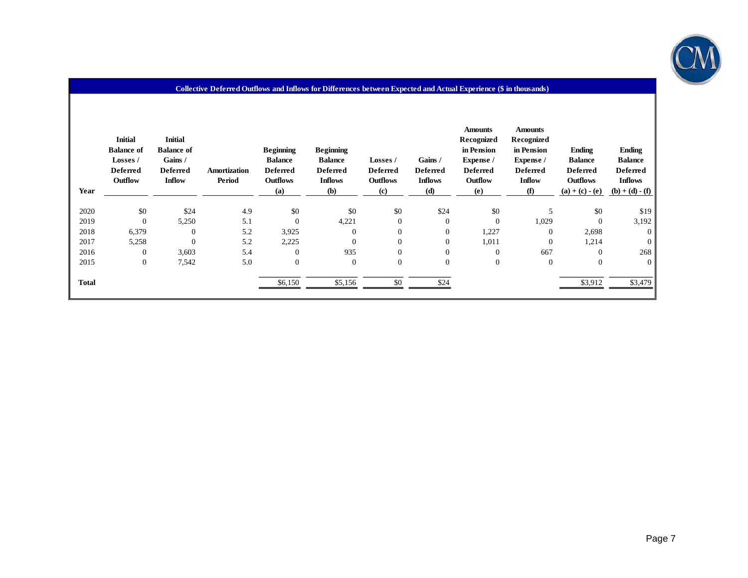## Collective Deferred Outflows and Inflows for Differences between Expected and Actual Experience ($ in thousands)

| Year | Initial Balance of Losses / Deferred Outflow | Initial Balance of Gains / Deferred Inflow | Amortization Period | Beginning Balance Deferred Outflows (a) | Beginning Balance Deferred Inflows (b) | Losses / Deferred Outflows (c) | Gains / Deferred Inflows (d) | Amounts Recognized in Pension Expense / Deferred Outflow (e) | Amounts Recognized in Pension Expense / Deferred Inflow (f) | Ending Balance Deferred Outflows (a) + (c) - (e) | Ending Balance Deferred Inflows (b) + (d) - (f) |
|---|---|---|---|---|---|---|---|---|---|---|---|
| 2020 | $0 | $24 | 4.9 | $0 | $0 | $0 | $24 | $0 | 5 | $0 | $19 |
| 2019 | 0 | 5,250 | 5.1 | 0 | 4,221 | 0 | 0 | 0 | 1,029 | 0 | 3,192 |
| 2018 | 6,379 | 0 | 5.2 | 3,925 | 0 | 0 | 0 | 1,227 | 0 | 2,698 | 0 |
| 2017 | 5,258 | 0 | 5.2 | 2,225 | 0 | 0 | 0 | 1,011 | 0 | 1,214 | 0 |
| 2016 | 0 | 3,603 | 5.4 | 0 | 935 | 0 | 0 | 0 | 667 | 0 | 268 |
| 2015 | 0 | 7,542 | 5.0 | 0 | 0 | 0 | 0 | 0 | 0 | 0 | 0 |
| **Total** | | | | $6,150 | $5,156 | $0 | $24 | | | $3,912 | $3,479 |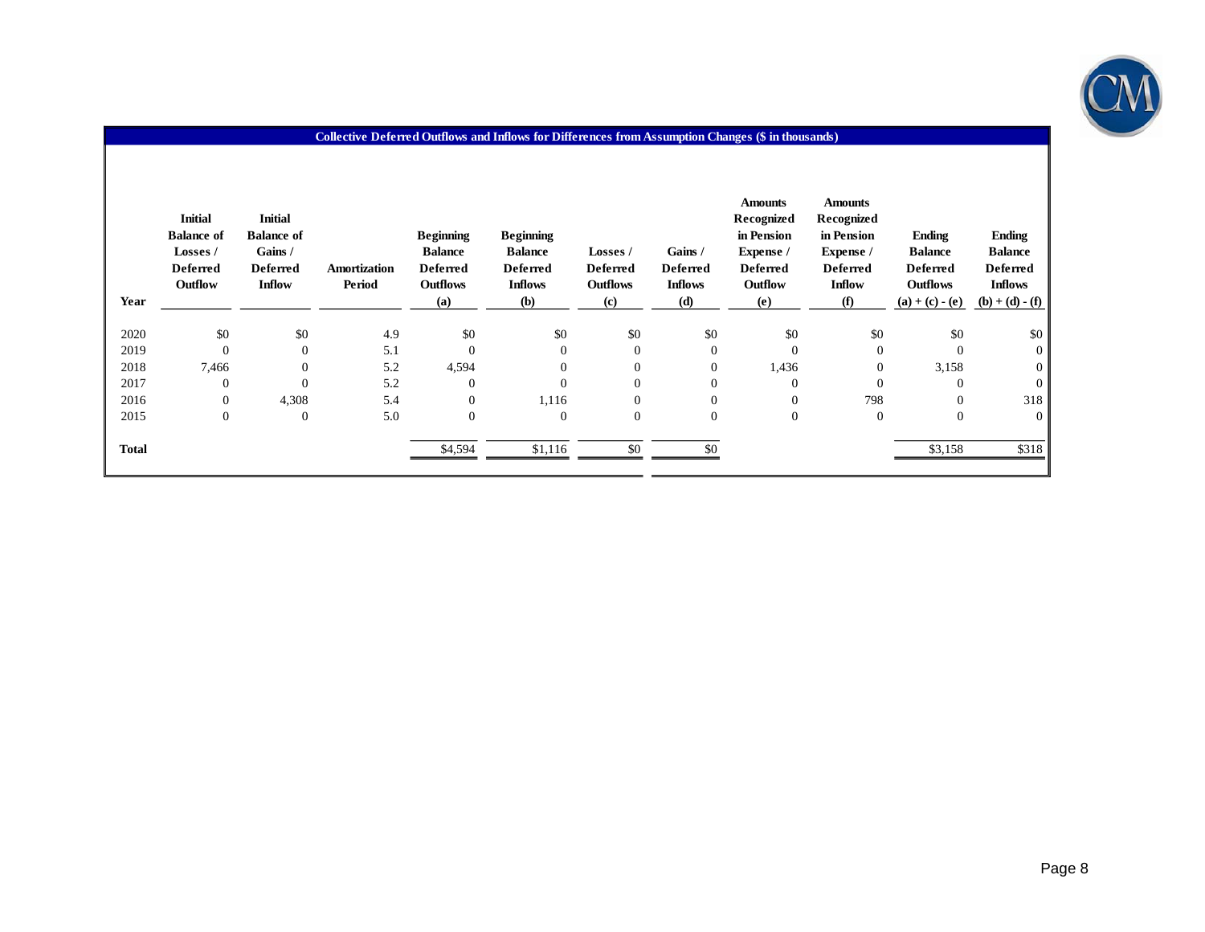## Collective Deferred Outflows and Inflows for Differences from Assumption Changes ($ in thousands)

| Year | Initial Balance of Losses / Deferred Outflow | Initial Balance of Gains / Deferred Inflow | Amortization Period | Beginning Balance Deferred Outflows (a) | Beginning Balance Deferred Inflows (b) | Losses / Deferred Outflows (c) | Gains / Deferred Inflows (d) | Amounts Recognized in Pension Expense / Deferred Outflow (e) | Amounts Recognized in Pension Expense / Deferred Inflow (f) | Ending Balance Deferred Outflows (a) + (c) - (e) | Ending Balance Deferred Inflows (b) + (d) - (f) |
|---|---|---|---|---|---|---|---|---|---|---|---|
| 2020 | $0 | $0 | 4.9 | $0 | $0 | $0 | $0 | $0 | $0 | $0 | $0 |
| 2019 | 0 | 0 | 5.1 | 0 | 0 | 0 | 0 | 0 | 0 | 0 | 0 |
| 2018 | 7,466 | 0 | 5.2 | 4,594 | 0 | 0 | 0 | 1,436 | 0 | 3,158 | 0 |
| 2017 | 0 | 0 | 5.2 | 0 | 0 | 0 | 0 | 0 | 0 | 0 | 0 |
| 2016 | 0 | 4,308 | 5.4 | 0 | 1,116 | 0 | 0 | 0 | 798 | 0 | 318 |
| 2015 | 0 | 0 | 5.0 | 0 | 0 | 0 | 0 | 0 | 0 | 0 | 0 |
| **Total** | | | | $4,594 | $1,116 | $0 | $0 | | | $3,158 | $318 |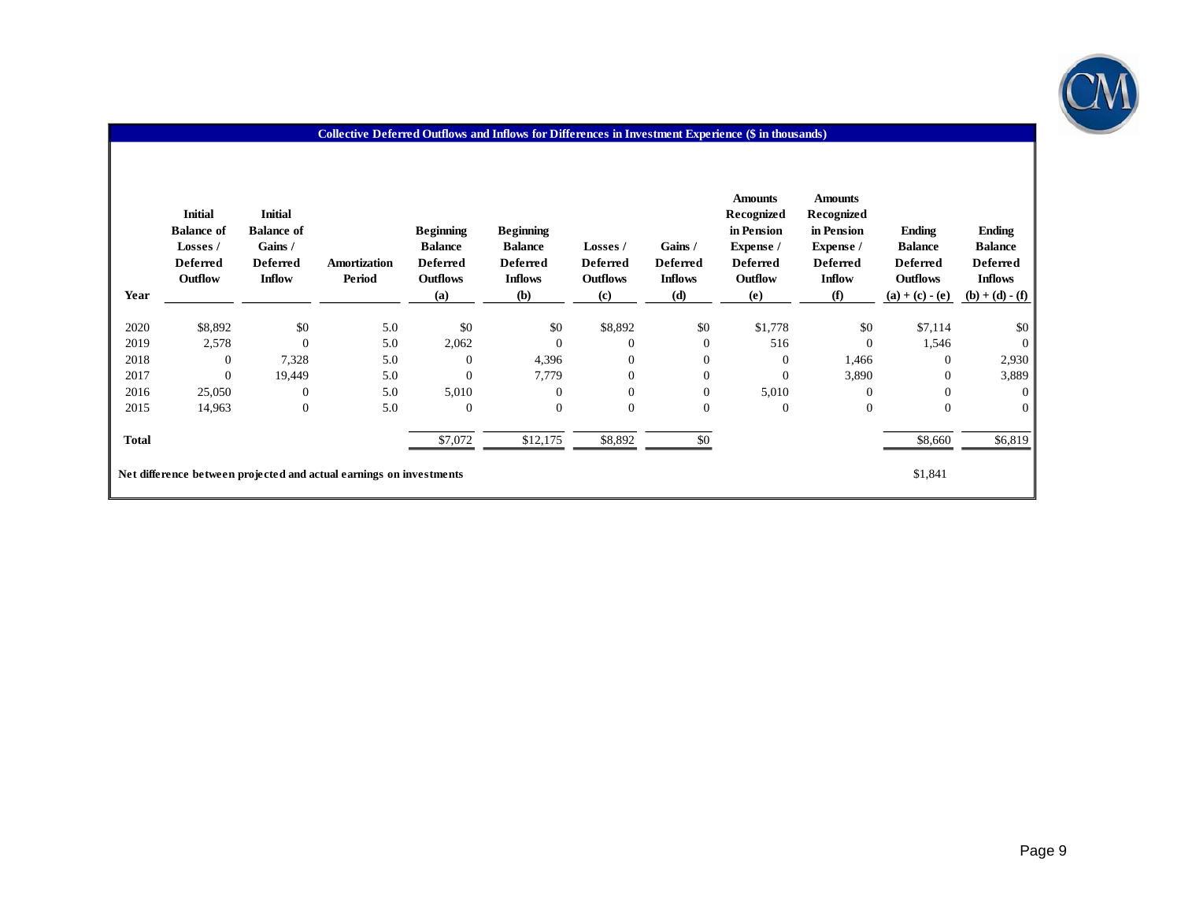## Collective Deferred Outflows and Inflows for Differences in Investment Experience ($ in thousands)

| Year | Initial Balance of Losses / Deferred Outflow | Initial Balance of Gains / Deferred Inflow | Amortization Period | Beginning Balance Deferred Outflows (a) | Beginning Balance Deferred Inflows (b) | Losses / Deferred Outflows (c) | Gains / Deferred Inflows (d) | Amounts Recognized in Pension Expense / Deferred Outflow (e) | Amounts Recognized in Pension Expense / Deferred Inflow (f) | Ending Balance Deferred Outflows (a) + (c) - (e) | Ending Balance Deferred Inflows (b) + (d) - (f) |
|---|---|---|---|---|---|---|---|---|---|---|---|
| 2020 | $8,892 | $0 | 5.0 | $0 | $0 | $8,892 | $0 | $1,778 | $0 | $7,114 | $0 |
| 2019 | 2,578 | 0 | 5.0 | 2,062 | 0 | 0 | 0 | 516 | 0 | 1,546 | 0 |
| 2018 | 0 | 7,328 | 5.0 | 0 | 4,396 | 0 | 0 | 0 | 1,466 | 0 | 2,930 |
| 2017 | 0 | 19,449 | 5.0 | 0 | 7,779 | 0 | 0 | 0 | 3,890 | 0 | 3,889 |
| 2016 | 25,050 | 0 | 5.0 | 5,010 | 0 | 0 | 0 | 5,010 | 0 | 0 | 0 |
| 2015 | 14,963 | 0 | 5.0 | 0 | 0 | 0 | 0 | 0 | 0 | 0 | 0 |
| **Total** | | | | $7,072 | $12,175 | $8,892 | $0 | | | $8,660 | $6,819 |
| **Net difference between projected and actual earnings on investments** | | | | | | | | | | $1,841 | |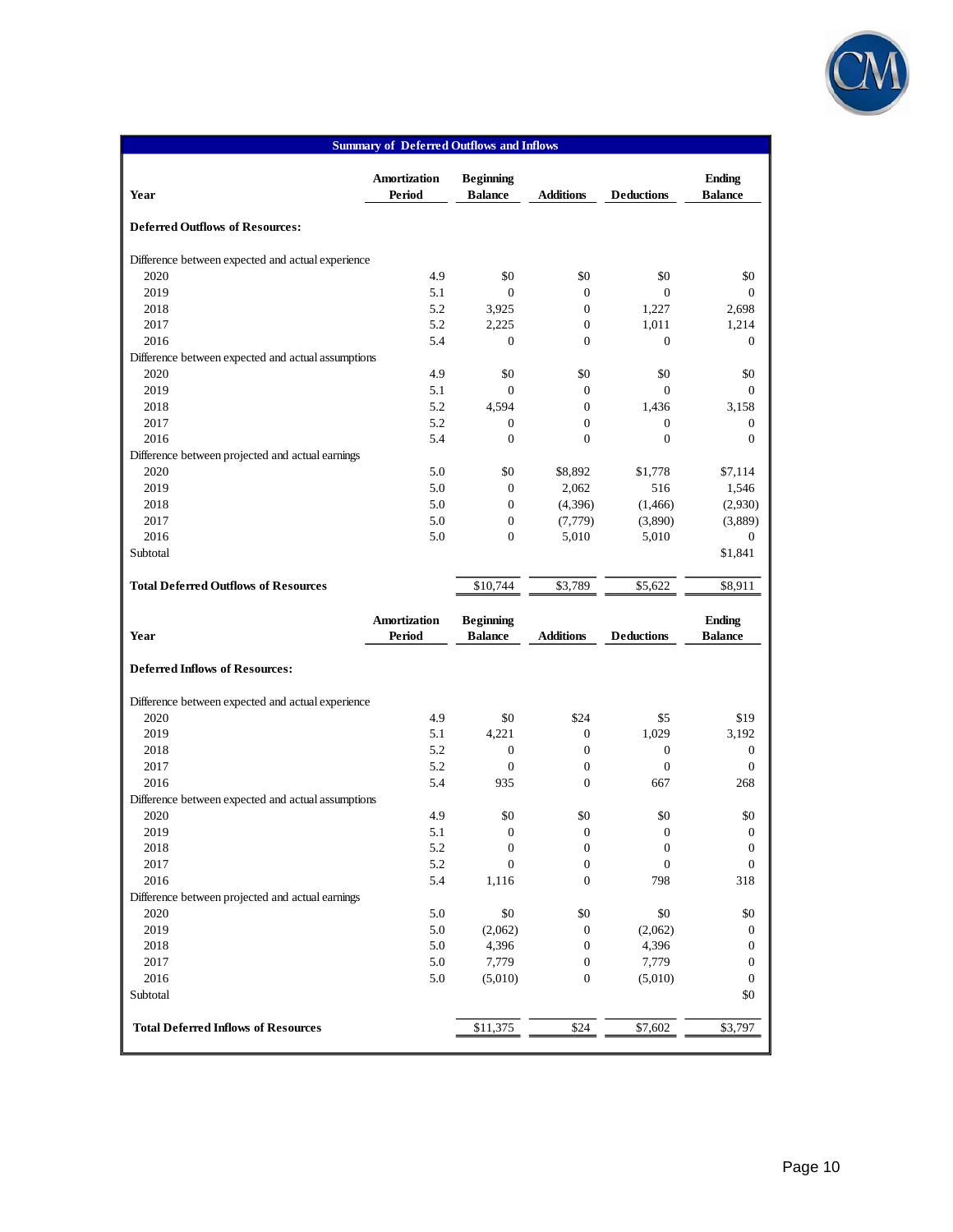## Summary of Deferred Outflows and Inflows

| Year | Amortization Period | Beginning Balance | Additions | Deductions | Ending Balance |
|---|---|---|---|---|---|
| **Deferred Outflows of Resources:** | | | | | |
| Difference between expected and actual experience | | | | | |
| 2020 | 4.9 | $0 | $0 | $0 | $0 |
| 2019 | 5.1 | 0 | 0 | 0 | 0 |
| 2018 | 5.2 | 3,925 | 0 | 1,227 | 2,698 |
| 2017 | 5.2 | 2,225 | 0 | 1,011 | 1,214 |
| 2016 | 5.4 | 0 | 0 | 0 | 0 |
| Difference between expected and actual assumptions | | | | | |
| 2020 | 4.9 | $0 | $0 | $0 | $0 |
| 2019 | 5.1 | 0 | 0 | 0 | 0 |
| 2018 | 5.2 | 4,594 | 0 | 1,436 | 3,158 |
| 2017 | 5.2 | 0 | 0 | 0 | 0 |
| 2016 | 5.4 | 0 | 0 | 0 | 0 |
| Difference between projected and actual earnings | | | | | |
| 2020 | 5.0 | $0 | $8,892 | $1,778 | $7,114 |
| 2019 | 5.0 | 0 | 2,062 | 516 | 1,546 |
| 2018 | 5.0 | 0 | (4,396) | (1,466) | (2,930) |
| 2017 | 5.0 | 0 | (7,779) | (3,890) | (3,889) |
| 2016 | 5.0 | 0 | 5,010 | 5,010 | 0 |
| Subtotal | | | | | $1,841 |
| **Total Deferred Outflows of Resources** | | $10,744 | $3,789 | $5,622 | $8,911 |

| Year | Amortization Period | Beginning Balance | Additions | Deductions | Ending Balance |
|---|---|---|---|---|---|
| **Deferred Inflows of Resources:** | | | | | |
| Difference between expected and actual experience | | | | | |
| 2020 | 4.9 | $0 | $24 | $5 | $19 |
| 2019 | 5.1 | 4,221 | 0 | 1,029 | 3,192 |
| 2018 | 5.2 | 0 | 0 | 0 | 0 |
| 2017 | 5.2 | 0 | 0 | 0 | 0 |
| 2016 | 5.4 | 935 | 0 | 667 | 268 |
| Difference between expected and actual assumptions | | | | | |
| 2020 | 4.9 | $0 | $0 | $0 | $0 |
| 2019 | 5.1 | 0 | 0 | 0 | 0 |
| 2018 | 5.2 | 0 | 0 | 0 | 0 |
| 2017 | 5.2 | 0 | 0 | 0 | 0 |
| 2016 | 5.4 | 1,116 | 0 | 798 | 318 |
| Difference between projected and actual earnings | | | | | |
| 2020 | 5.0 | $0 | $0 | $0 | $0 |
| 2019 | 5.0 | (2,062) | 0 | (2,062) | 0 |
| 2018 | 5.0 | 4,396 | 0 | 4,396 | 0 |
| 2017 | 5.0 | 7,779 | 0 | 7,779 | 0 |
| 2016 | 5.0 | (5,010) | 0 | (5,010) | 0 |
| Subtotal | | | | | $0 |
| **Total Deferred Inflows of Resources** | | $11,375 | $24 | $7,602 | $3,797 |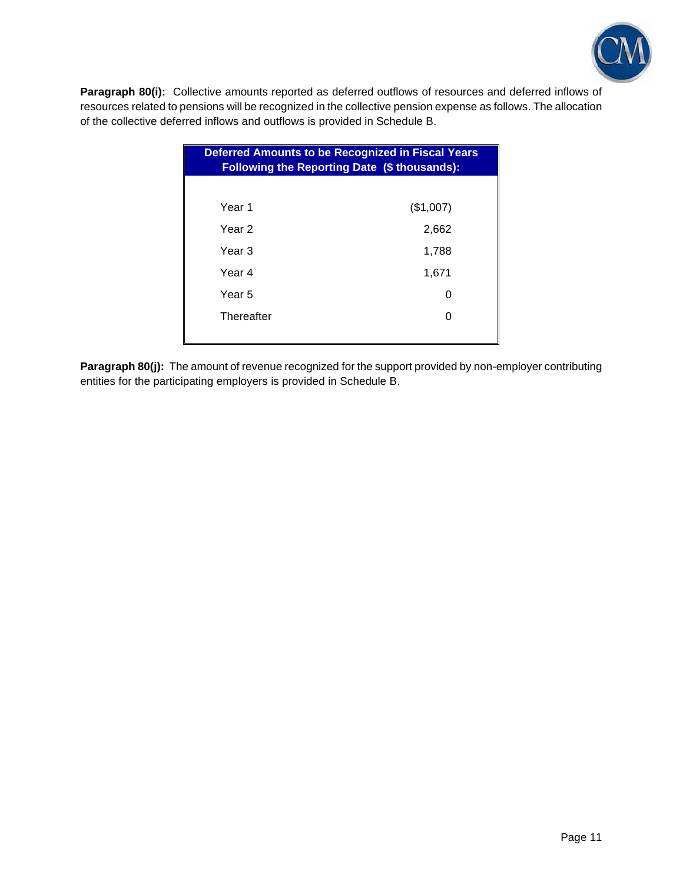**Paragraph 80(i):** Collective amounts reported as deferred outflows of resources and deferred inflows of resources related to pensions will be recognized in the collective pension expense as follows. The allocation of the collective deferred inflows and outflows is provided in Schedule B.

| Deferred Amounts to be Recognized in Fiscal Years Following the Reporting Date ($ thousands): | |
|---|---|
| Year 1 | ($1,007) |
| Year 2 | 2,662 |
| Year 3 | 1,788 |
| Year 4 | 1,671 |
| Year 5 | 0 |
| Thereafter | 0 |

**Paragraph 80(j):** The amount of revenue recognized for the support provided by non-employer contributing entities for the participating employers is provided in Schedule B.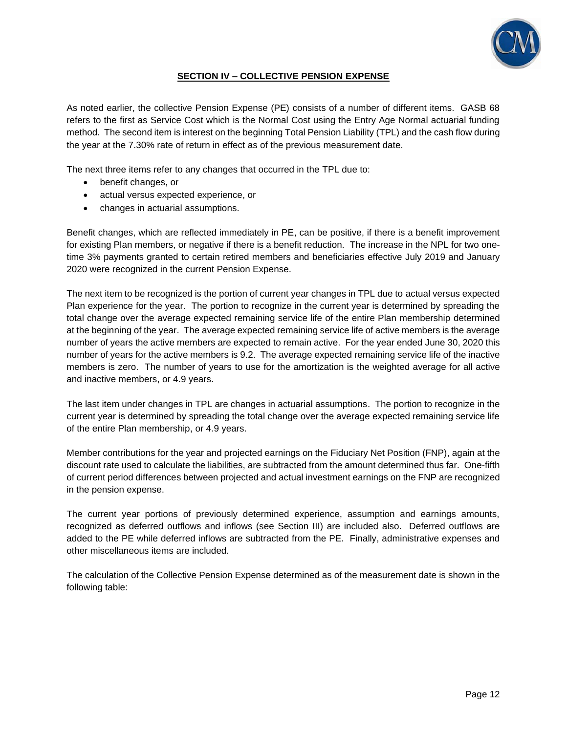## SECTION IV – COLLECTIVE PENSION EXPENSE

As noted earlier, the collective Pension Expense (PE) consists of a number of different items. GASB 68 refers to the first as Service Cost which is the Normal Cost using the Entry Age Normal actuarial funding method. The second item is interest on the beginning Total Pension Liability (TPL) and the cash flow during the year at the 7.30% rate of return in effect as of the previous measurement date.

The next three items refer to any changes that occurred in the TPL due to:

- benefit changes, or
- actual versus expected experience, or
- changes in actuarial assumptions.

Benefit changes, which are reflected immediately in PE, can be positive, if there is a benefit improvement for existing Plan members, or negative if there is a benefit reduction. The increase in the NPL for two one-time 3% payments granted to certain retired members and beneficiaries effective July 2019 and January 2020 were recognized in the current Pension Expense.

The next item to be recognized is the portion of current year changes in TPL due to actual versus expected Plan experience for the year. The portion to recognize in the current year is determined by spreading the total change over the average expected remaining service life of the entire Plan membership determined at the beginning of the year. The average expected remaining service life of active members is the average number of years the active members are expected to remain active. For the year ended June 30, 2020 this number of years for the active members is 9.2. The average expected remaining service life of the inactive members is zero. The number of years to use for the amortization is the weighted average for all active and inactive members, or 4.9 years.

The last item under changes in TPL are changes in actuarial assumptions. The portion to recognize in the current year is determined by spreading the total change over the average expected remaining service life of the entire Plan membership, or 4.9 years.

Member contributions for the year and projected earnings on the Fiduciary Net Position (FNP), again at the discount rate used to calculate the liabilities, are subtracted from the amount determined thus far. One-fifth of current period differences between projected and actual investment earnings on the FNP are recognized in the pension expense.

The current year portions of previously determined experience, assumption and earnings amounts, recognized as deferred outflows and inflows (see Section III) are included also. Deferred outflows are added to the PE while deferred inflows are subtracted from the PE. Finally, administrative expenses and other miscellaneous items are included.

The calculation of the Collective Pension Expense determined as of the measurement date is shown in the following table: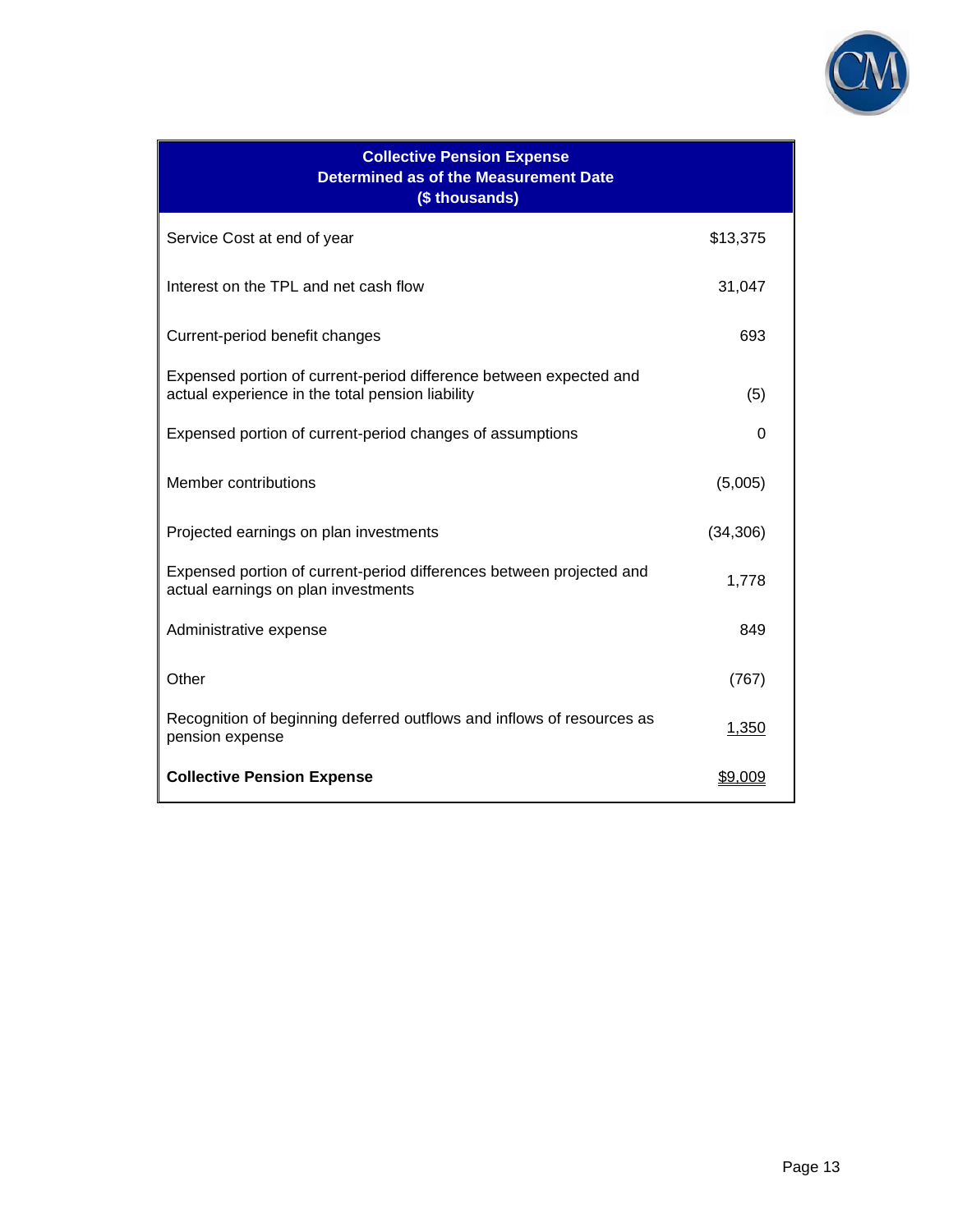| Collective Pension Expense Determined as of the Measurement Date ($ thousands) | |
|---|---|
| Service Cost at end of year | $13,375 |
| Interest on the TPL and net cash flow | 31,047 |
| Current-period benefit changes | 693 |
| Expensed portion of current-period difference between expected and actual experience in the total pension liability | (5) |
| Expensed portion of current-period changes of assumptions | 0 |
| Member contributions | (5,005) |
| Projected earnings on plan investments | (34,306) |
| Expensed portion of current-period differences between projected and actual earnings on plan investments | 1,778 |
| Administrative expense | 849 |
| Other | (767) |
| Recognition of beginning deferred outflows and inflows of resources as pension expense | 1,350 |
| **Collective Pension Expense** | $9,009 |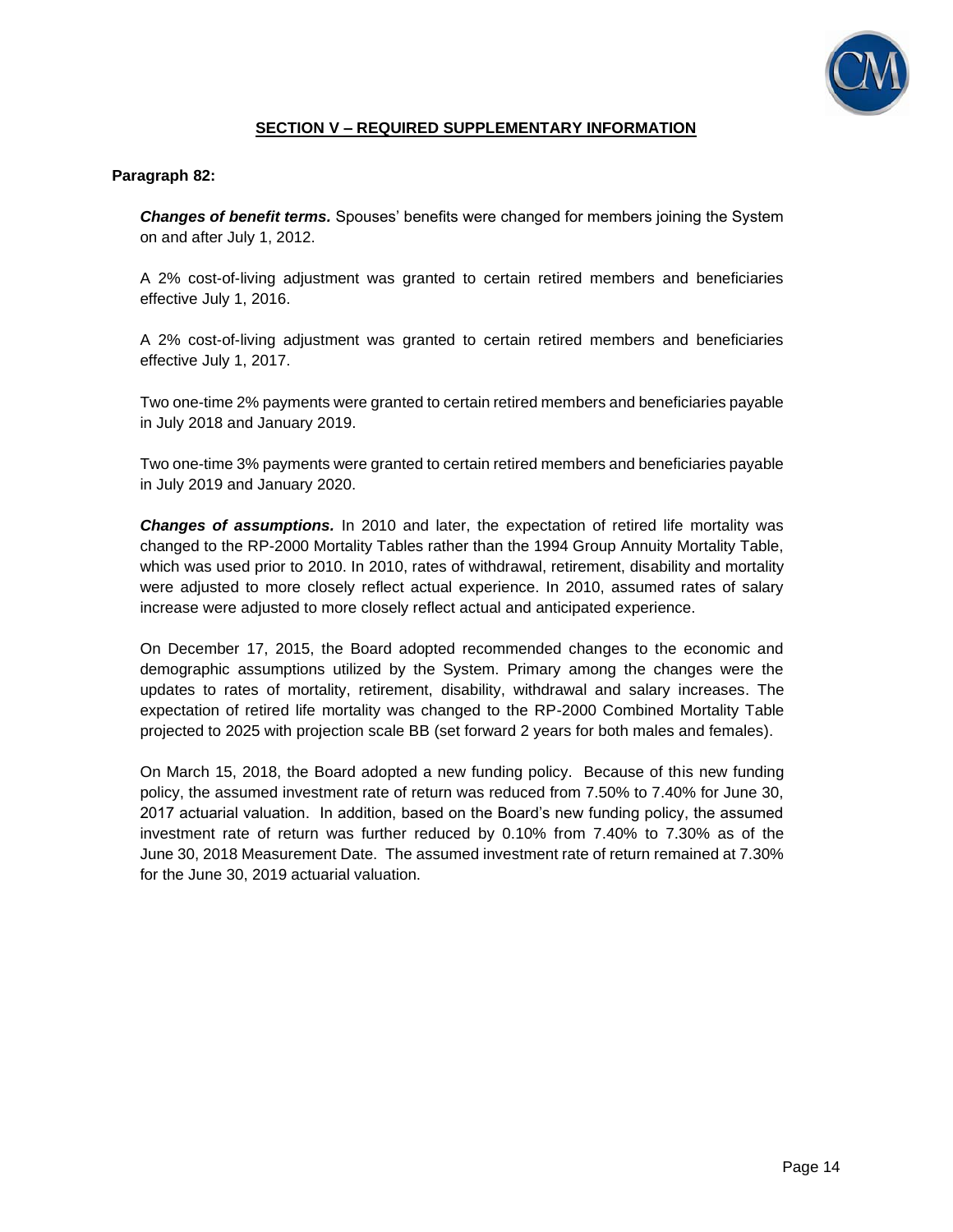## SECTION V – REQUIRED SUPPLEMENTARY INFORMATION

**Paragraph 82:**

***Changes of benefit terms.*** Spouses' benefits were changed for members joining the System on and after July 1, 2012.

A 2% cost-of-living adjustment was granted to certain retired members and beneficiaries effective July 1, 2016.

A 2% cost-of-living adjustment was granted to certain retired members and beneficiaries effective July 1, 2017.

Two one-time 2% payments were granted to certain retired members and beneficiaries payable in July 2018 and January 2019.

Two one-time 3% payments were granted to certain retired members and beneficiaries payable in July 2019 and January 2020.

***Changes of assumptions.*** In 2010 and later, the expectation of retired life mortality was changed to the RP-2000 Mortality Tables rather than the 1994 Group Annuity Mortality Table, which was used prior to 2010. In 2010, rates of withdrawal, retirement, disability and mortality were adjusted to more closely reflect actual experience. In 2010, assumed rates of salary increase were adjusted to more closely reflect actual and anticipated experience.

On December 17, 2015, the Board adopted recommended changes to the economic and demographic assumptions utilized by the System. Primary among the changes were the updates to rates of mortality, retirement, disability, withdrawal and salary increases. The expectation of retired life mortality was changed to the RP-2000 Combined Mortality Table projected to 2025 with projection scale BB (set forward 2 years for both males and females).

On March 15, 2018, the Board adopted a new funding policy. Because of this new funding policy, the assumed investment rate of return was reduced from 7.50% to 7.40% for June 30, 2017 actuarial valuation. In addition, based on the Board's new funding policy, the assumed investment rate of return was further reduced by 0.10% from 7.40% to 7.30% as of the June 30, 2018 Measurement Date. The assumed investment rate of return remained at 7.30% for the June 30, 2019 actuarial valuation.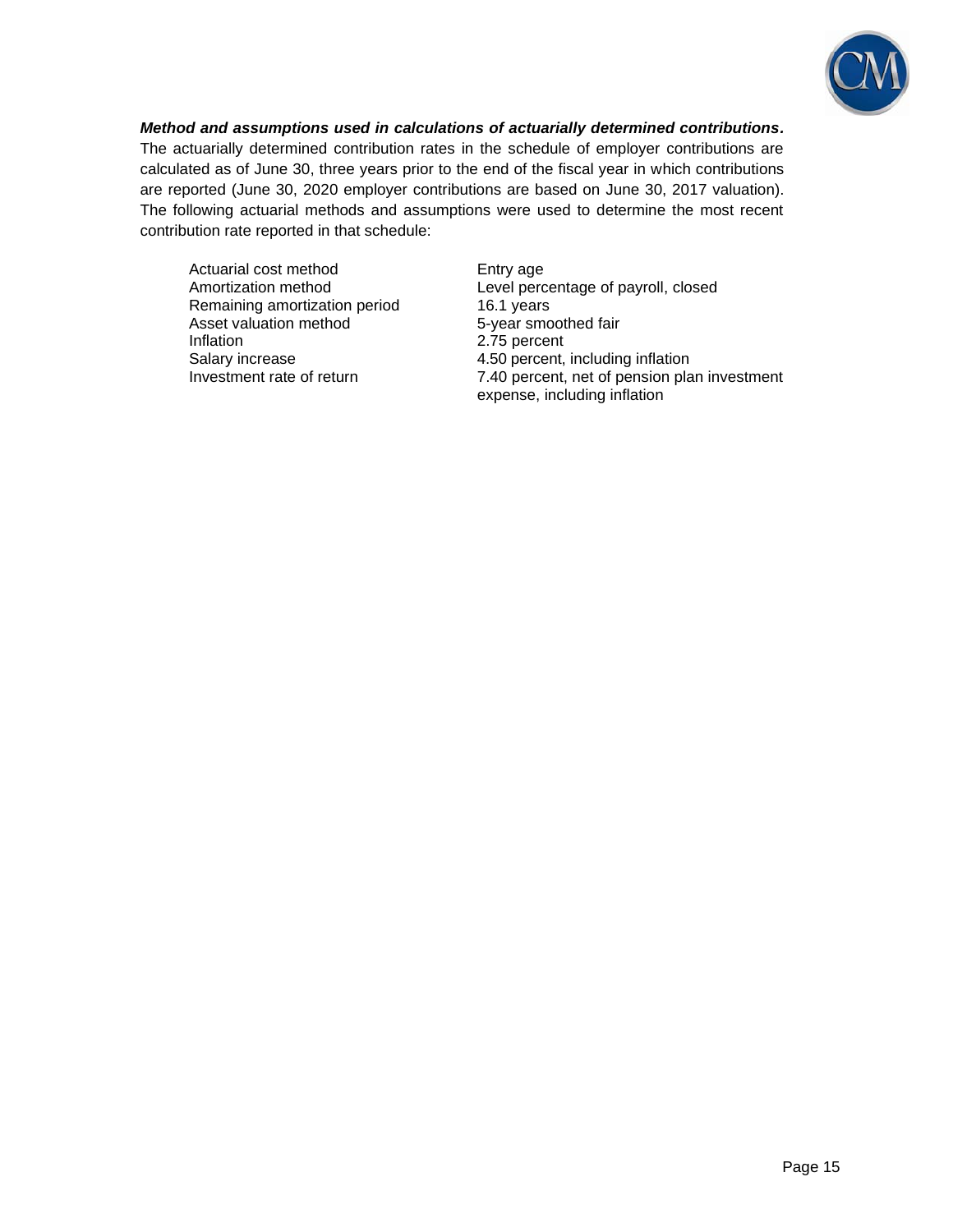***Method and assumptions used in calculations of actuarially determined contributions.*** The actuarially determined contribution rates in the schedule of employer contributions are calculated as of June 30, three years prior to the end of the fiscal year in which contributions are reported (June 30, 2020 employer contributions are based on June 30, 2017 valuation). The following actuarial methods and assumptions were used to determine the most recent contribution rate reported in that schedule:

| | |
|---|---|
| Actuarial cost method | Entry age |
| Amortization method | Level percentage of payroll, closed |
| Remaining amortization period | 16.1 years |
| Asset valuation method | 5-year smoothed fair |
| Inflation | 2.75 percent |
| Salary increase | 4.50 percent, including inflation |
| Investment rate of return | 7.40 percent, net of pension plan investment expense, including inflation |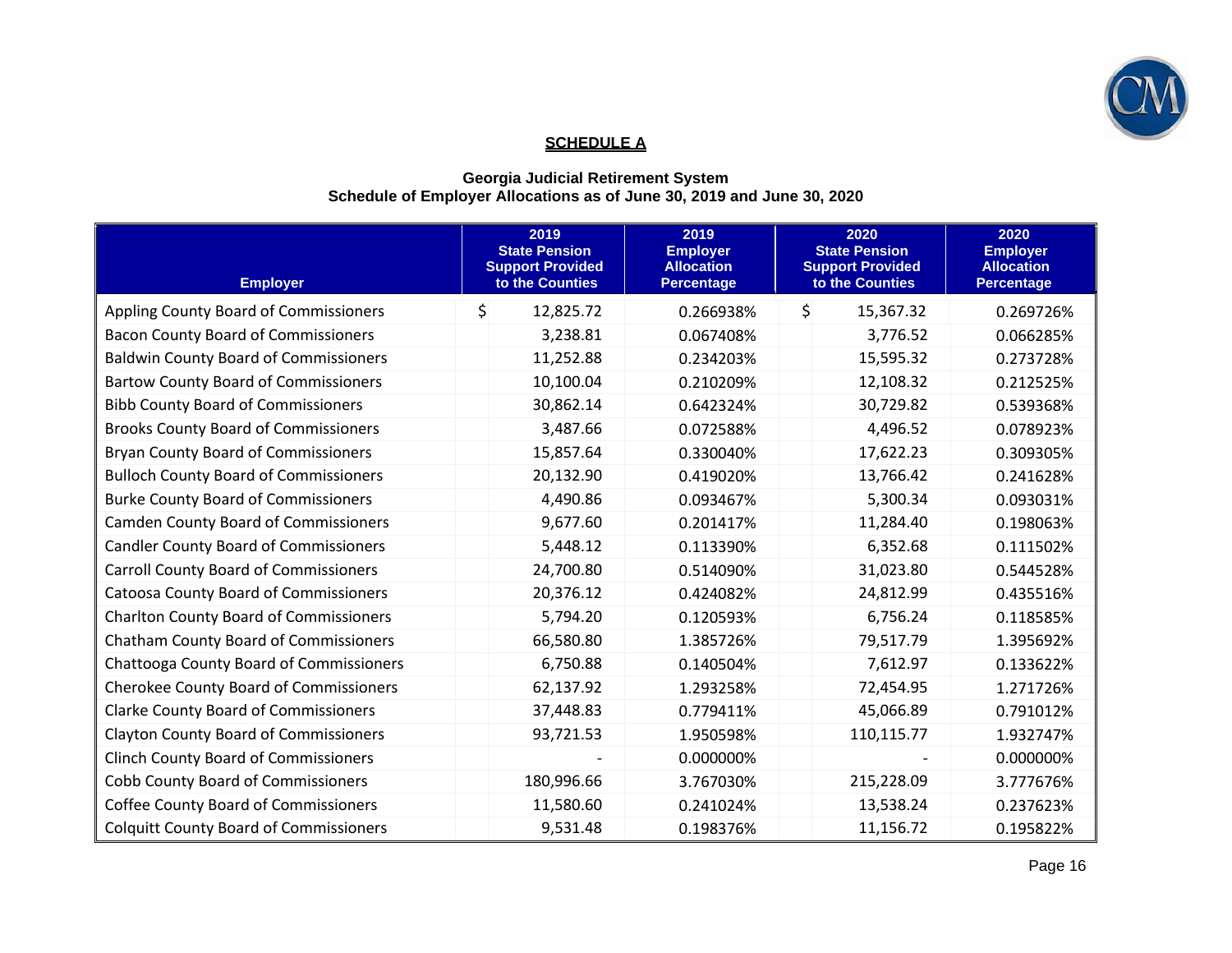**SCHEDULE A**

**Georgia Judicial Retirement System**
**Schedule of Employer Allocations as of June 30, 2019 and June 30, 2020**

| Employer | 2019 State Pension Support Provided to the Counties | 2019 Employer Allocation Percentage | 2020 State Pension Support Provided to the Counties | 2020 Employer Allocation Percentage |
|---|---|---|---|---|
| Appling County Board of Commissioners | $ 12,825.72 | 0.266938% | $ 15,367.32 | 0.269726% |
| Bacon County Board of Commissioners | 3,238.81 | 0.067408% | 3,776.52 | 0.066285% |
| Baldwin County Board of Commissioners | 11,252.88 | 0.234203% | 15,595.32 | 0.273728% |
| Bartow County Board of Commissioners | 10,100.04 | 0.210209% | 12,108.32 | 0.212525% |
| Bibb County Board of Commissioners | 30,862.14 | 0.642324% | 30,729.82 | 0.539368% |
| Brooks County Board of Commissioners | 3,487.66 | 0.072588% | 4,496.52 | 0.078923% |
| Bryan County Board of Commissioners | 15,857.64 | 0.330040% | 17,622.23 | 0.309305% |
| Bulloch County Board of Commissioners | 20,132.90 | 0.419020% | 13,766.42 | 0.241628% |
| Burke County Board of Commissioners | 4,490.86 | 0.093467% | 5,300.34 | 0.093031% |
| Camden County Board of Commissioners | 9,677.60 | 0.201417% | 11,284.40 | 0.198063% |
| Candler County Board of Commissioners | 5,448.12 | 0.113390% | 6,352.68 | 0.111502% |
| Carroll County Board of Commissioners | 24,700.80 | 0.514090% | 31,023.80 | 0.544528% |
| Catoosa County Board of Commissioners | 20,376.12 | 0.424082% | 24,812.99 | 0.435516% |
| Charlton County Board of Commissioners | 5,794.20 | 0.120593% | 6,756.24 | 0.118585% |
| Chatham County Board of Commissioners | 66,580.80 | 1.385726% | 79,517.79 | 1.395692% |
| Chattooga County Board of Commissioners | 6,750.88 | 0.140504% | 7,612.97 | 0.133622% |
| Cherokee County Board of Commissioners | 62,137.92 | 1.293258% | 72,454.95 | 1.271726% |
| Clarke County Board of Commissioners | 37,448.83 | 0.779411% | 45,066.89 | 0.791012% |
| Clayton County Board of Commissioners | 93,721.53 | 1.950598% | 110,115.77 | 1.932747% |
| Clinch County Board of Commissioners | - | 0.000000% | - | 0.000000% |
| Cobb County Board of Commissioners | 180,996.66 | 3.767030% | 215,228.09 | 3.777676% |
| Coffee County Board of Commissioners | 11,580.60 | 0.241024% | 13,538.24 | 0.237623% |
| Colquitt County Board of Commissioners | 9,531.48 | 0.198376% | 11,156.72 | 0.195822% |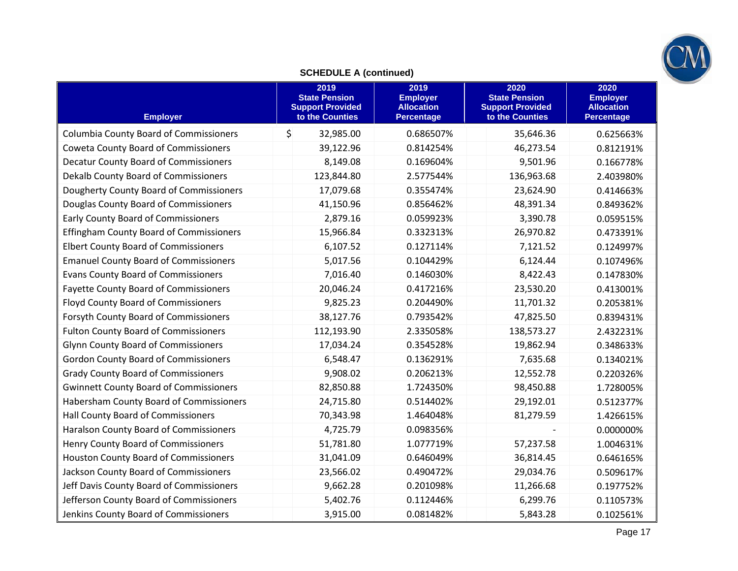## SCHEDULE A (continued)

| Employer | 2019 State Pension Support Provided to the Counties | 2019 Employer Allocation Percentage | 2020 State Pension Support Provided to the Counties | 2020 Employer Allocation Percentage |
|---|---|---|---|---|
| Columbia County Board of Commissioners | $ 32,985.00 | 0.686507% | 35,646.36 | 0.625663% |
| Coweta County Board of Commissioners | 39,122.96 | 0.814254% | 46,273.54 | 0.812191% |
| Decatur County Board of Commissioners | 8,149.08 | 0.169604% | 9,501.96 | 0.166778% |
| Dekalb County Board of Commissioners | 123,844.80 | 2.577544% | 136,963.68 | 2.403980% |
| Dougherty County Board of Commissioners | 17,079.68 | 0.355474% | 23,624.90 | 0.414663% |
| Douglas County Board of Commissioners | 41,150.96 | 0.856462% | 48,391.34 | 0.849362% |
| Early County Board of Commissioners | 2,879.16 | 0.059923% | 3,390.78 | 0.059515% |
| Effingham County Board of Commissioners | 15,966.84 | 0.332313% | 26,970.82 | 0.473391% |
| Elbert County Board of Commissioners | 6,107.52 | 0.127114% | 7,121.52 | 0.124997% |
| Emanuel County Board of Commissioners | 5,017.56 | 0.104429% | 6,124.44 | 0.107496% |
| Evans County Board of Commissioners | 7,016.40 | 0.146030% | 8,422.43 | 0.147830% |
| Fayette County Board of Commissioners | 20,046.24 | 0.417216% | 23,530.20 | 0.413001% |
| Floyd County Board of Commissioners | 9,825.23 | 0.204490% | 11,701.32 | 0.205381% |
| Forsyth County Board of Commissioners | 38,127.76 | 0.793542% | 47,825.50 | 0.839431% |
| Fulton County Board of Commissioners | 112,193.90 | 2.335058% | 138,573.27 | 2.432231% |
| Glynn County Board of Commissioners | 17,034.24 | 0.354528% | 19,862.94 | 0.348633% |
| Gordon County Board of Commissioners | 6,548.47 | 0.136291% | 7,635.68 | 0.134021% |
| Grady County Board of Commissioners | 9,908.02 | 0.206213% | 12,552.78 | 0.220326% |
| Gwinnett County Board of Commissioners | 82,850.88 | 1.724350% | 98,450.88 | 1.728005% |
| Habersham County Board of Commissioners | 24,715.80 | 0.514402% | 29,192.01 | 0.512377% |
| Hall County Board of Commissioners | 70,343.98 | 1.464048% | 81,279.59 | 1.426615% |
| Haralson County Board of Commissioners | 4,725.79 | 0.098356% | - | 0.000000% |
| Henry County Board of Commissioners | 51,781.80 | 1.077719% | 57,237.58 | 1.004631% |
| Houston County Board of Commissioners | 31,041.09 | 0.646049% | 36,814.45 | 0.646165% |
| Jackson County Board of Commissioners | 23,566.02 | 0.490472% | 29,034.76 | 0.509617% |
| Jeff Davis County Board of Commissioners | 9,662.28 | 0.201098% | 11,266.68 | 0.197752% |
| Jefferson County Board of Commissioners | 5,402.76 | 0.112446% | 6,299.76 | 0.110573% |
| Jenkins County Board of Commissioners | 3,915.00 | 0.081482% | 5,843.28 | 0.102561% |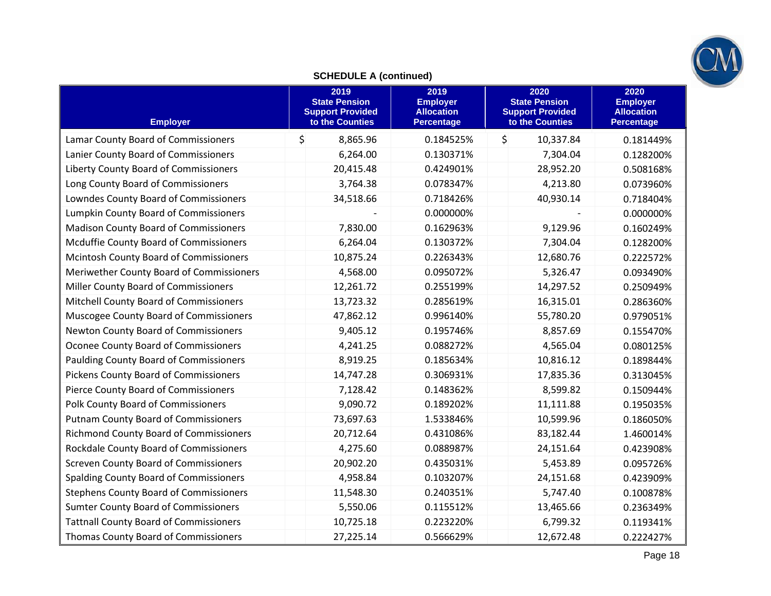**SCHEDULE A (continued)**

| Employer | 2019 State Pension Support Provided to the Counties | 2019 Employer Allocation Percentage | 2020 State Pension Support Provided to the Counties | 2020 Employer Allocation Percentage |
|---|---|---|---|---|
| Lamar County Board of Commissioners | $ 8,865.96 | 0.184525% | $ 10,337.84 | 0.181449% |
| Lanier County Board of Commissioners | 6,264.00 | 0.130371% | 7,304.04 | 0.128200% |
| Liberty County Board of Commissioners | 20,415.48 | 0.424901% | 28,952.20 | 0.508168% |
| Long County Board of Commissioners | 3,764.38 | 0.078347% | 4,213.80 | 0.073960% |
| Lowndes County Board of Commissioners | 34,518.66 | 0.718426% | 40,930.14 | 0.718404% |
| Lumpkin County Board of Commissioners | - | 0.000000% | - | 0.000000% |
| Madison County Board of Commissioners | 7,830.00 | 0.162963% | 9,129.96 | 0.160249% |
| Mcduffie County Board of Commissioners | 6,264.04 | 0.130372% | 7,304.04 | 0.128200% |
| Mcintosh County Board of Commissioners | 10,875.24 | 0.226343% | 12,680.76 | 0.222572% |
| Meriwether County Board of Commissioners | 4,568.00 | 0.095072% | 5,326.47 | 0.093490% |
| Miller County Board of Commissioners | 12,261.72 | 0.255199% | 14,297.52 | 0.250949% |
| Mitchell County Board of Commissioners | 13,723.32 | 0.285619% | 16,315.01 | 0.286360% |
| Muscogee County Board of Commissioners | 47,862.12 | 0.996140% | 55,780.20 | 0.979051% |
| Newton County Board of Commissioners | 9,405.12 | 0.195746% | 8,857.69 | 0.155470% |
| Oconee County Board of Commissioners | 4,241.25 | 0.088272% | 4,565.04 | 0.080125% |
| Paulding County Board of Commissioners | 8,919.25 | 0.185634% | 10,816.12 | 0.189844% |
| Pickens County Board of Commissioners | 14,747.28 | 0.306931% | 17,835.36 | 0.313045% |
| Pierce County Board of Commissioners | 7,128.42 | 0.148362% | 8,599.82 | 0.150944% |
| Polk County Board of Commissioners | 9,090.72 | 0.189202% | 11,111.88 | 0.195035% |
| Putnam County Board of Commissioners | 73,697.63 | 1.533846% | 10,599.96 | 0.186050% |
| Richmond County Board of Commissioners | 20,712.64 | 0.431086% | 83,182.44 | 1.460014% |
| Rockdale County Board of Commissioners | 4,275.60 | 0.088987% | 24,151.64 | 0.423908% |
| Screven County Board of Commissioners | 20,902.20 | 0.435031% | 5,453.89 | 0.095726% |
| Spalding County Board of Commissioners | 4,958.84 | 0.103207% | 24,151.68 | 0.423909% |
| Stephens County Board of Commissioners | 11,548.30 | 0.240351% | 5,747.40 | 0.100878% |
| Sumter County Board of Commissioners | 5,550.06 | 0.115512% | 13,465.66 | 0.236349% |
| Tattnall County Board of Commissioners | 10,725.18 | 0.223220% | 6,799.32 | 0.119341% |
| Thomas County Board of Commissioners | 27,225.14 | 0.566629% | 12,672.48 | 0.222427% |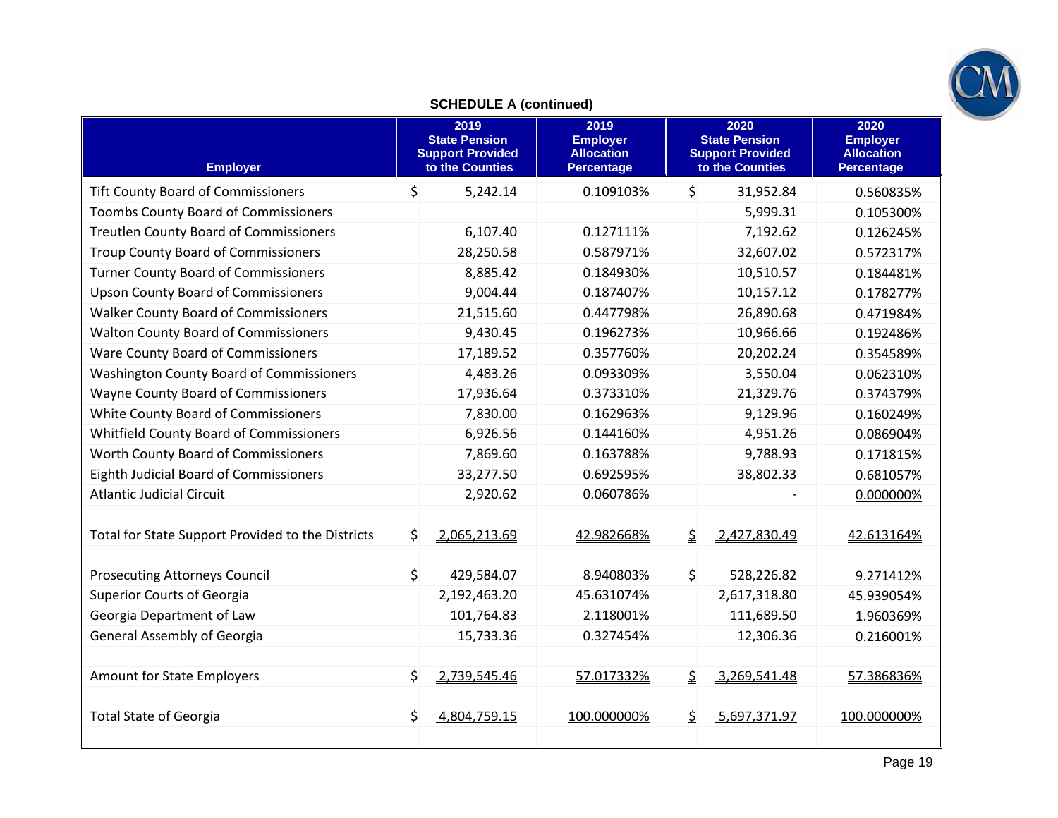## SCHEDULE A (continued)

| Employer | 2019 State Pension Support Provided to the Counties | 2019 Employer Allocation Percentage | 2020 State Pension Support Provided to the Counties | 2020 Employer Allocation Percentage |
|---|---|---|---|---|
| Tift County Board of Commissioners | $ 5,242.14 | 0.109103% | $ 31,952.84 | 0.560835% |
| Toombs County Board of Commissioners | | | 5,999.31 | 0.105300% |
| Treutlen County Board of Commissioners | 6,107.40 | 0.127111% | 7,192.62 | 0.126245% |
| Troup County Board of Commissioners | 28,250.58 | 0.587971% | 32,607.02 | 0.572317% |
| Turner County Board of Commissioners | 8,885.42 | 0.184930% | 10,510.57 | 0.184481% |
| Upson County Board of Commissioners | 9,004.44 | 0.187407% | 10,157.12 | 0.178277% |
| Walker County Board of Commissioners | 21,515.60 | 0.447798% | 26,890.68 | 0.471984% |
| Walton County Board of Commissioners | 9,430.45 | 0.196273% | 10,966.66 | 0.192486% |
| Ware County Board of Commissioners | 17,189.52 | 0.357760% | 20,202.24 | 0.354589% |
| Washington County Board of Commissioners | 4,483.26 | 0.093309% | 3,550.04 | 0.062310% |
| Wayne County Board of Commissioners | 17,936.64 | 0.373310% | 21,329.76 | 0.374379% |
| White County Board of Commissioners | 7,830.00 | 0.162963% | 9,129.96 | 0.160249% |
| Whitfield County Board of Commissioners | 6,926.56 | 0.144160% | 4,951.26 | 0.086904% |
| Worth County Board of Commissioners | 7,869.60 | 0.163788% | 9,788.93 | 0.171815% |
| Eighth Judicial Board of Commissioners | 33,277.50 | 0.692595% | 38,802.33 | 0.681057% |
| Atlantic Judicial Circuit | 2,920.62 | 0.060786% | - | 0.000000% |
| | | | | |
| Total for State Support Provided to the Districts | $ 2,065,213.69 | 42.982668% | $ 2,427,830.49 | 42.613164% |
| | | | | |
| Prosecuting Attorneys Council | $ 429,584.07 | 8.940803% | $ 528,226.82 | 9.271412% |
| Superior Courts of Georgia | 2,192,463.20 | 45.631074% | 2,617,318.80 | 45.939054% |
| Georgia Department of Law | 101,764.83 | 2.118001% | 111,689.50 | 1.960369% |
| General Assembly of Georgia | 15,733.36 | 0.327454% | 12,306.36 | 0.216001% |
| | | | | |
| Amount for State Employers | $ 2,739,545.46 | 57.017332% | $ 3,269,541.48 | 57.386836% |
| | | | | |
| Total State of Georgia | $ 4,804,759.15 | 100.000000% | $ 5,697,371.97 | 100.000000% |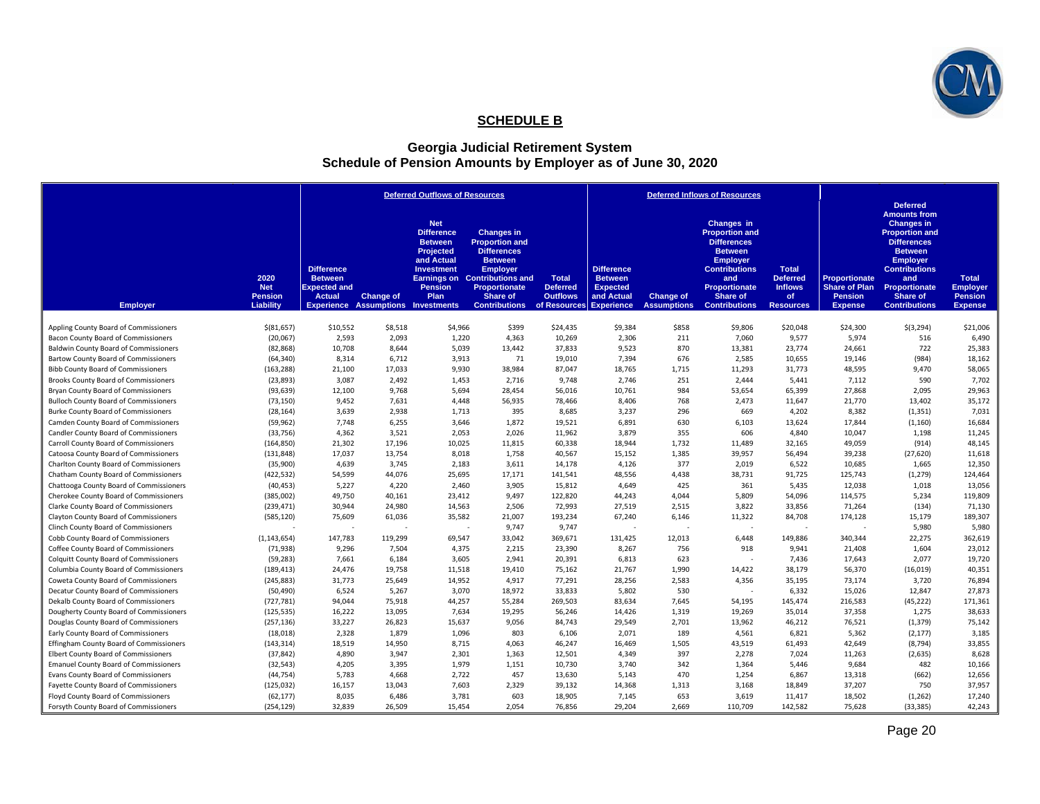## SCHEDULE B

### Georgia Judicial Retirement System
### Schedule of Pension Amounts by Employer as of June 30, 2020

| Employer | 2020 Net Pension Liability | Deferred Outflows of Resources: Difference Between Expected and Actual Experience | Deferred Outflows of Resources: Change of Assumptions | Deferred Outflows of Resources: Net Difference Between Projected and Actual Investment Earnings on Pension Plan Investments | Deferred Outflows of Resources: Changes in Proportion and Differences Between Employer Contributions and Proportionate Share of Contributions | Deferred Outflows of Resources: Total Deferred Outflows of Resources | Deferred Inflows of Resources: Difference Between Expected and Actual Experience | Deferred Inflows of Resources: Change of Assumptions | Deferred Inflows of Resources: Changes in Proportion and Differences Between Employer Contributions and Proportionate Share of Contributions | Deferred Inflows of Resources: Total Deferred Inflows of Resources | Proportionate Share of Plan Pension Expense | Deferred Amounts from Changes in Proportion and Differences Between Employer Contributions and Proportionate Share of Contributions | Total Employer Pension Expense |
|---|---|---|---|---|---|---|---|---|---|---|---|---|---|
| Appling County Board of Commissioners | $(81,657) | $10,552 | $8,518 | $4,966 | $399 | $24,435 | $9,384 | $858 | $9,806 | $20,048 | $24,300 | $(3,294) | $21,006 |
| Bacon County Board of Commissioners | (20,067) | 2,593 | 2,093 | 1,220 | 4,363 | 10,269 | 2,306 | 211 | 7,060 | 9,577 | 5,974 | 516 | 6,490 |
| Baldwin County Board of Commissioners | (82,868) | 10,708 | 8,644 | 5,039 | 13,442 | 37,833 | 9,523 | 870 | 13,381 | 23,774 | 24,661 | 722 | 25,383 |
| Bartow County Board of Commissioners | (64,340) | 8,314 | 6,712 | 3,913 | 71 | 19,010 | 7,394 | 676 | 2,585 | 10,655 | 19,146 | (984) | 18,162 |
| Bibb County Board of Commissioners | (163,288) | 21,100 | 17,033 | 9,930 | 38,984 | 87,047 | 18,765 | 1,715 | 11,293 | 31,773 | 48,595 | 9,470 | 58,065 |
| Brooks County Board of Commissioners | (23,893) | 3,087 | 2,492 | 1,453 | 2,716 | 9,748 | 2,746 | 251 | 2,444 | 5,441 | 7,112 | 590 | 7,702 |
| Bryan County Board of Commissioners | (93,639) | 12,100 | 9,768 | 5,694 | 28,454 | 56,016 | 10,761 | 984 | 53,654 | 65,399 | 27,868 | 2,095 | 29,963 |
| Bulloch County Board of Commissioners | (73,150) | 9,452 | 7,631 | 4,448 | 56,935 | 78,466 | 8,406 | 768 | 2,473 | 11,647 | 21,770 | 13,402 | 35,172 |
| Burke County Board of Commissioners | (28,164) | 3,639 | 2,938 | 1,713 | 395 | 8,685 | 3,237 | 296 | 669 | 4,202 | 8,382 | (1,351) | 7,031 |
| Camden County Board of Commissioners | (59,962) | 7,748 | 6,255 | 3,646 | 1,872 | 19,521 | 6,891 | 630 | 6,103 | 13,624 | 17,844 | (1,160) | 16,684 |
| Candler County Board of Commissioners | (33,756) | 4,362 | 3,521 | 2,053 | 2,026 | 11,962 | 3,879 | 355 | 606 | 4,840 | 10,047 | 1,198 | 11,245 |
| Carroll County Board of Commissioners | (164,850) | 21,302 | 17,196 | 10,025 | 11,815 | 60,338 | 18,944 | 1,732 | 11,489 | 32,165 | 49,059 | (914) | 48,145 |
| Catoosa County Board of Commissioners | (131,848) | 17,037 | 13,754 | 8,018 | 1,758 | 40,567 | 15,152 | 1,385 | 39,957 | 56,494 | 39,238 | (27,620) | 11,618 |
| Charlton County Board of Commissioners | (35,900) | 4,639 | 3,745 | 2,183 | 3,611 | 14,178 | 4,126 | 377 | 2,019 | 6,522 | 10,685 | 1,665 | 12,350 |
| Chatham County Board of Commissioners | (422,532) | 54,599 | 44,076 | 25,695 | 17,171 | 141,541 | 48,556 | 4,438 | 38,731 | 91,725 | 125,743 | (1,279) | 124,464 |
| Chattooga County Board of Commissioners | (40,453) | 5,227 | 4,220 | 2,460 | 3,905 | 15,812 | 4,649 | 425 | 361 | 5,435 | 12,038 | 1,018 | 13,056 |
| Cherokee County Board of Commissioners | (385,002) | 49,750 | 40,161 | 23,412 | 9,497 | 122,820 | 44,243 | 4,044 | 5,809 | 54,096 | 114,575 | 5,234 | 119,809 |
| Clarke County Board of Commissioners | (239,471) | 30,944 | 24,980 | 14,563 | 2,506 | 72,993 | 27,519 | 2,515 | 3,822 | 33,856 | 71,264 | (134) | 71,130 |
| Clayton County Board of Commissioners | (585,120) | 75,609 | 61,036 | 35,582 | 21,007 | 193,234 | 67,240 | 6,146 | 11,322 | 84,708 | 174,128 | 15,179 | 189,307 |
| Clinch County Board of Commissioners | - | - | - | - | 9,747 | 9,747 | - | - | - | - | - | 5,980 | 5,980 |
| Cobb County Board of Commissioners | (1,143,654) | 147,783 | 119,299 | 69,547 | 33,042 | 369,671 | 131,425 | 12,013 | 6,448 | 149,886 | 340,344 | 22,275 | 362,619 |
| Coffee County Board of Commissioners | (71,938) | 9,296 | 7,504 | 4,375 | 2,215 | 23,390 | 8,267 | 756 | 918 | 9,941 | 21,408 | 1,604 | 23,012 |
| Colquitt County Board of Commissioners | (59,283) | 7,661 | 6,184 | 3,605 | 2,941 | 20,391 | 6,813 | 623 | - | 7,436 | 17,643 | 2,077 | 19,720 |
| Columbia County Board of Commissioners | (189,413) | 24,476 | 19,758 | 11,518 | 19,410 | 75,162 | 21,767 | 1,990 | 14,422 | 38,179 | 56,370 | (16,019) | 40,351 |
| Coweta County Board of Commissioners | (245,883) | 31,773 | 25,649 | 14,952 | 4,917 | 77,291 | 28,256 | 2,583 | 4,356 | 35,195 | 73,174 | 3,720 | 76,894 |
| Decatur County Board of Commissioners | (50,490) | 6,524 | 5,267 | 3,070 | 18,972 | 33,833 | 5,802 | 530 | - | 6,332 | 15,026 | 12,847 | 27,873 |
| Dekalb County Board of Commissioners | (727,781) | 94,044 | 75,918 | 44,257 | 55,284 | 269,503 | 83,634 | 7,645 | 54,195 | 145,474 | 216,583 | (45,222) | 171,361 |
| Dougherty County Board of Commissioners | (125,535) | 16,222 | 13,095 | 7,634 | 19,295 | 56,246 | 14,426 | 1,319 | 19,269 | 35,014 | 37,358 | 1,275 | 38,633 |
| Douglas County Board of Commissioners | (257,136) | 33,227 | 26,823 | 15,637 | 9,056 | 84,743 | 29,549 | 2,701 | 13,962 | 46,212 | 76,521 | (1,379) | 75,142 |
| Early County Board of Commissioners | (18,018) | 2,328 | 1,879 | 1,096 | 803 | 6,106 | 2,071 | 189 | 4,561 | 6,821 | 5,362 | (2,177) | 3,185 |
| Effingham County Board of Commissioners | (143,314) | 18,519 | 14,950 | 8,715 | 4,063 | 46,247 | 16,469 | 1,505 | 43,519 | 61,493 | 42,649 | (8,794) | 33,855 |
| Elbert County Board of Commissioners | (37,842) | 4,890 | 3,947 | 2,301 | 1,363 | 12,501 | 4,349 | 397 | 2,278 | 7,024 | 11,263 | (2,635) | 8,628 |
| Emanuel County Board of Commissioners | (32,543) | 4,205 | 3,395 | 1,979 | 1,151 | 10,730 | 3,740 | 342 | 1,364 | 5,446 | 9,684 | 482 | 10,166 |
| Evans County Board of Commissioners | (44,754) | 5,783 | 4,668 | 2,722 | 457 | 13,630 | 5,143 | 470 | 1,254 | 6,867 | 13,318 | (662) | 12,656 |
| Fayette County Board of Commissioners | (125,032) | 16,157 | 13,043 | 7,603 | 2,329 | 39,132 | 14,368 | 1,313 | 3,168 | 18,849 | 37,207 | 750 | 37,957 |
| Floyd County Board of Commissioners | (62,177) | 8,035 | 6,486 | 3,781 | 603 | 18,905 | 7,145 | 653 | 3,619 | 11,417 | 18,502 | (1,262) | 17,240 |
| Forsyth County Board of Commissioners | (254,129) | 32,839 | 26,509 | 15,454 | 2,054 | 76,856 | 29,204 | 2,669 | 110,709 | 142,582 | 75,628 | (33,385) | 42,243 |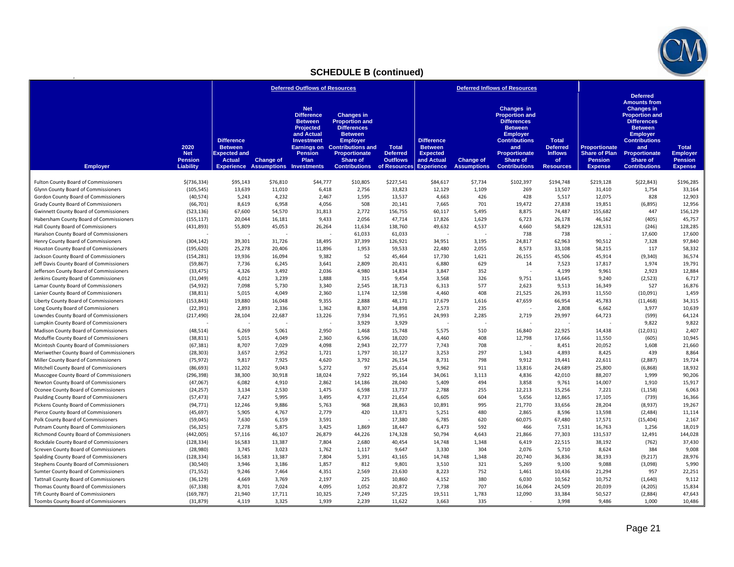## SCHEDULE B (continued)

| Employer | 2020 Net Pension Liability | Deferred Outflows of Resources: Difference Between Expected and Actual Experience | Deferred Outflows of Resources: Change of Assumptions | Deferred Outflows of Resources: Net Difference Between Projected and Actual Investment Earnings on Pension Plan Investments | Deferred Outflows of Resources: Changes in Proportion and Differences Between Employer Contributions and Proportionate Share of Contributions | Total Deferred Outflows of Resources | Deferred Inflows of Resources: Difference Between Expected and Actual Experience | Deferred Inflows of Resources: Change of Assumptions | Deferred Inflows of Resources: Changes in Proportion and Differences Between Employer Contributions and Proportionate Share of Contributions | Total Deferred Inflows of Resources | Proportionate Share of Plan Pension Expense | Deferred Amounts from Changes in Proportion and Differences Between Employer Contributions and Proportionate Share of Contributions | Total Employer Pension Expense |
|---|---|---|---|---|---|---|---|---|---|---|---|---|---|
| Fulton County Board of Commissioners | $(736,334) | $95,143 | $76,810 | $44,777 | $10,805 | $227,541 | $84,617 | $7,734 | $102,397 | $194,748 | $219,128 | $(22,843) | $196,285 |
| Glynn County Board of Commissioners | (105,545) | 13,639 | 11,010 | 6,418 | 2,756 | 33,823 | 12,129 | 1,109 | 269 | 13,507 | 31,410 | 1,754 | 33,164 |
| Gordon County Board of Commissioners | (40,574) | 5,243 | 4,232 | 2,467 | 1,595 | 13,537 | 4,663 | 426 | 428 | 5,517 | 12,075 | 828 | 12,903 |
| Grady County Board of Commissioners | (66,701) | 8,619 | 6,958 | 4,056 | 508 | 20,141 | 7,665 | 701 | 19,472 | 27,838 | 19,851 | (6,895) | 12,956 |
| Gwinnett County Board of Commissioners | (523,136) | 67,600 | 54,570 | 31,813 | 2,772 | 156,755 | 60,117 | 5,495 | 8,875 | 74,487 | 155,682 | 447 | 156,129 |
| Habersham County Board of Commissioners | (155,117) | 20,044 | 16,181 | 9,433 | 2,056 | 47,714 | 17,826 | 1,629 | 6,723 | 26,178 | 46,162 | (405) | 45,757 |
| Hall County Board of Commissioners | (431,893) | 55,809 | 45,053 | 26,264 | 11,634 | 138,760 | 49,632 | 4,537 | 4,660 | 58,829 | 128,531 | (246) | 128,285 |
| Haralson County Board of Commissioners | - | - | - | - | 61,033 | 61,033 | - | - | 738 | 738 | - | 17,600 | 17,600 |
| Henry County Board of Commissioners | (304,142) | 39,301 | 31,726 | 18,495 | 37,399 | 126,921 | 34,951 | 3,195 | 24,817 | 62,963 | 90,512 | 7,328 | 97,840 |
| Houston County Board of Commissioners | (195,620) | 25,278 | 20,406 | 11,896 | 1,953 | 59,533 | 22,480 | 2,055 | 8,573 | 33,108 | 58,215 | 117 | 58,332 |
| Jackson County Board of Commissioners | (154,281) | 19,936 | 16,094 | 9,382 | 52 | 45,464 | 17,730 | 1,621 | 26,155 | 45,506 | 45,914 | (9,340) | 36,574 |
| Jeff Davis County Board of Commissioners | (59,867) | 7,736 | 6,245 | 3,641 | 2,809 | 20,431 | 6,880 | 629 | 14 | 7,523 | 17,817 | 1,974 | 19,791 |
| Jefferson County Board of Commissioners | (33,475) | 4,326 | 3,492 | 2,036 | 4,980 | 14,834 | 3,847 | 352 | - | 4,199 | 9,961 | 2,923 | 12,884 |
| Jenkins County Board of Commissioners | (31,049) | 4,012 | 3,239 | 1,888 | 315 | 9,454 | 3,568 | 326 | 9,751 | 13,645 | 9,240 | (2,523) | 6,717 |
| Lamar County Board of Commissioners | (54,932) | 7,098 | 5,730 | 3,340 | 2,545 | 18,713 | 6,313 | 577 | 2,623 | 9,513 | 16,349 | 527 | 16,876 |
| Lanier County Board of Commissioners | (38,811) | 5,015 | 4,049 | 2,360 | 1,174 | 12,598 | 4,460 | 408 | 21,525 | 26,393 | 11,550 | (10,091) | 1,459 |
| Liberty County Board of Commissioners | (153,843) | 19,880 | 16,048 | 9,355 | 2,888 | 48,171 | 17,679 | 1,616 | 47,659 | 66,954 | 45,783 | (11,468) | 34,315 |
| Long County Board of Commissioners | (22,391) | 2,893 | 2,336 | 1,362 | 8,307 | 14,898 | 2,573 | 235 | - | 2,808 | 6,662 | 3,977 | 10,639 |
| Lowndes County Board of Commissioners | (217,490) | 28,104 | 22,687 | 13,226 | 7,934 | 71,951 | 24,993 | 2,285 | 2,719 | 29,997 | 64,723 | (599) | 64,124 |
| Lumpkin County Board of Commissioners | - | - | - | - | 3,929 | 3,929 | - | - | - | - | - | 9,822 | 9,822 |
| Madison County Board of Commissioners | (48,514) | 6,269 | 5,061 | 2,950 | 1,468 | 15,748 | 5,575 | 510 | 16,840 | 22,925 | 14,438 | (12,031) | 2,407 |
| Mcduffie County Board of Commissioners | (38,811) | 5,015 | 4,049 | 2,360 | 6,596 | 18,020 | 4,460 | 408 | 12,798 | 17,666 | 11,550 | (605) | 10,945 |
| Mcintosh County Board of Commissioners | (67,381) | 8,707 | 7,029 | 4,098 | 2,943 | 22,777 | 7,743 | 708 | - | 8,451 | 20,052 | 1,608 | 21,660 |
| Meriwether County Board of Commissioners | (28,303) | 3,657 | 2,952 | 1,721 | 1,797 | 10,127 | 3,253 | 297 | 1,343 | 4,893 | 8,425 | 439 | 8,864 |
| Miller County Board of Commissioners | (75,972) | 9,817 | 7,925 | 4,620 | 3,792 | 26,154 | 8,731 | 798 | 9,912 | 19,441 | 22,611 | (2,887) | 19,724 |
| Mitchell County Board of Commissioners | (86,693) | 11,202 | 9,043 | 5,272 | 97 | 25,614 | 9,962 | 911 | 13,816 | 24,689 | 25,800 | (6,868) | 18,932 |
| Muscogee County Board of Commissioners | (296,398) | 38,300 | 30,918 | 18,024 | 7,922 | 95,164 | 34,061 | 3,113 | 4,836 | 42,010 | 88,207 | 1,999 | 90,206 |
| Newton County Board of Commissioners | (47,067) | 6,082 | 4,910 | 2,862 | 14,186 | 28,040 | 5,409 | 494 | 3,858 | 9,761 | 14,007 | 1,910 | 15,917 |
| Oconee County Board of Commissioners | (24,257) | 3,134 | 2,530 | 1,475 | 6,598 | 13,737 | 2,788 | 255 | 12,213 | 15,256 | 7,221 | (1,158) | 6,063 |
| Paulding County Board of Commissioners | (57,473) | 7,427 | 5,995 | 3,495 | 4,737 | 21,654 | 6,605 | 604 | 5,656 | 12,865 | 17,105 | (739) | 16,366 |
| Pickens County Board of Commissioners | (94,771) | 12,246 | 9,886 | 5,763 | 968 | 28,863 | 10,891 | 995 | 21,770 | 33,656 | 28,204 | (8,937) | 19,267 |
| Pierce County Board of Commissioners | (45,697) | 5,905 | 4,767 | 2,779 | 420 | 13,871 | 5,251 | 480 | 2,865 | 8,596 | 13,598 | (2,484) | 11,114 |
| Polk County Board of Commissioners | (59,045) | 7,630 | 6,159 | 3,591 | - | 17,380 | 6,785 | 620 | 60,075 | 67,480 | 17,571 | (15,404) | 2,167 |
| Putnam County Board of Commissioners | (56,325) | 7,278 | 5,875 | 3,425 | 1,869 | 18,447 | 6,473 | 592 | 466 | 7,531 | 16,763 | 1,256 | 18,019 |
| Richmond County Board of Commissioners | (442,005) | 57,116 | 46,107 | 26,879 | 44,226 | 174,328 | 50,794 | 4,643 | 21,866 | 77,303 | 131,537 | 12,491 | 144,028 |
| Rockdale County Board of Commissioners | (128,334) | 16,583 | 13,387 | 7,804 | 2,680 | 40,454 | 14,748 | 1,348 | 6,419 | 22,515 | 38,192 | (762) | 37,430 |
| Screven County Board of Commissioners | (28,980) | 3,745 | 3,023 | 1,762 | 1,117 | 9,647 | 3,330 | 304 | 2,076 | 5,710 | 8,624 | 384 | 9,008 |
| Spalding County Board of Commissioners | (128,334) | 16,583 | 13,387 | 7,804 | 5,391 | 43,165 | 14,748 | 1,348 | 20,740 | 36,836 | 38,193 | (9,217) | 28,976 |
| Stephens County Board of Commissioners | (30,540) | 3,946 | 3,186 | 1,857 | 812 | 9,801 | 3,510 | 321 | 5,269 | 9,100 | 9,088 | (3,098) | 5,990 |
| Sumter County Board of Commissioners | (71,552) | 9,246 | 7,464 | 4,351 | 2,569 | 23,630 | 8,223 | 752 | 1,461 | 10,436 | 21,294 | 957 | 22,251 |
| Tattnall County Board of Commissioners | (36,129) | 4,669 | 3,769 | 2,197 | 225 | 10,860 | 4,152 | 380 | 6,030 | 10,562 | 10,752 | (1,640) | 9,112 |
| Thomas County Board of Commissioners | (67,338) | 8,701 | 7,024 | 4,095 | 1,052 | 20,872 | 7,738 | 707 | 16,064 | 24,509 | 20,039 | (4,205) | 15,834 |
| Tift County Board of Commissioners | (169,787) | 21,940 | 17,711 | 10,325 | 7,249 | 57,225 | 19,511 | 1,783 | 12,090 | 33,384 | 50,527 | (2,884) | 47,643 |
| Toombs County Board of Commissioners | (31,879) | 4,119 | 3,325 | 1,939 | 2,239 | 11,622 | 3,663 | 335 | - | 3,998 | 9,486 | 1,000 | 10,486 |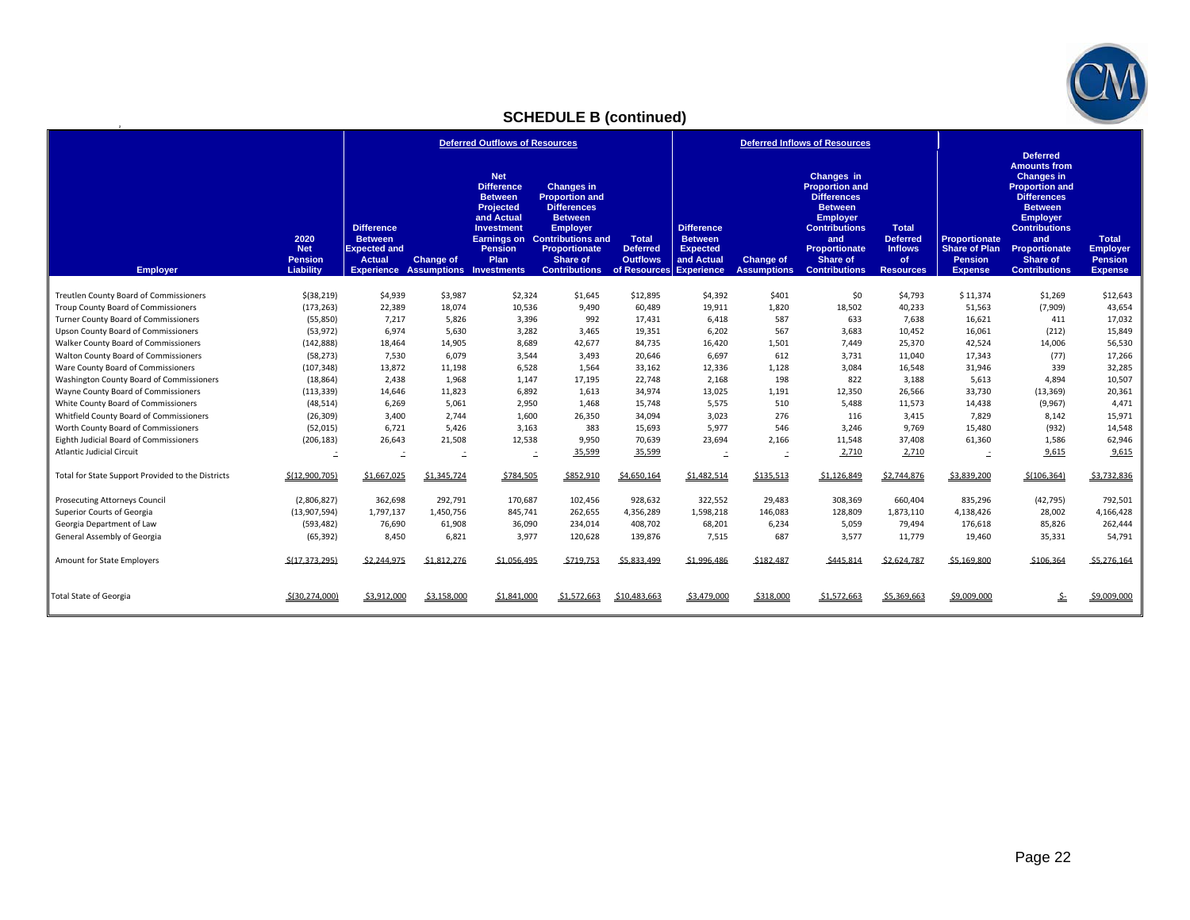## SCHEDULE B (continued)

| Employer | 2020 Net Pension Liability | Deferred Outflows of Resources: Difference Between Expected and Actual Experience | Deferred Outflows of Resources: Change of Assumptions | Deferred Outflows of Resources: Net Difference Between Projected and Actual Investment Earnings on Pension Plan Investments | Deferred Outflows of Resources: Changes in Proportion and Differences Between Employer Contributions and Proportionate Share of Contributions | Deferred Outflows of Resources: Total Deferred Outflows of Resources | Deferred Inflows of Resources: Difference Between Expected and Actual Experience | Deferred Inflows of Resources: Change of Assumptions | Deferred Inflows of Resources: Changes in Proportion and Differences Between Employer Contributions and Proportionate Share of Contributions | Deferred Inflows of Resources: Total Deferred Inflows of Resources | Proportionate Share of Plan Pension Expense | Deferred Amounts from Changes in Proportion and Differences Between Employer Contributions and Proportionate Share of Contributions | Total Employer Pension Expense |
|---|---|---|---|---|---|---|---|---|---|---|---|---|---|
| Treutlen County Board of Commissioners | $(38,219) | $4,939 | $3,987 | $2,324 | $1,645 | $12,895 | $4,392 | $401 | $0 | $4,793 | $ 11,374 | $1,269 | $12,643 |
| Troup County Board of Commissioners | (173,263) | 22,389 | 18,074 | 10,536 | 9,490 | 60,489 | 19,911 | 1,820 | 18,502 | 40,233 | 51,563 | (7,909) | 43,654 |
| Turner County Board of Commissioners | (55,850) | 7,217 | 5,826 | 3,396 | 992 | 17,431 | 6,418 | 587 | 633 | 7,638 | 16,621 | 411 | 17,032 |
| Upson County Board of Commissioners | (53,972) | 6,974 | 5,630 | 3,282 | 3,465 | 19,351 | 6,202 | 567 | 3,683 | 10,452 | 16,061 | (212) | 15,849 |
| Walker County Board of Commissioners | (142,888) | 18,464 | 14,905 | 8,689 | 42,677 | 84,735 | 16,420 | 1,501 | 7,449 | 25,370 | 42,524 | 14,006 | 56,530 |
| Walton County Board of Commissioners | (58,273) | 7,530 | 6,079 | 3,544 | 3,493 | 20,646 | 6,697 | 612 | 3,731 | 11,040 | 17,343 | (77) | 17,266 |
| Ware County Board of Commissioners | (107,348) | 13,872 | 11,198 | 6,528 | 1,564 | 33,162 | 12,336 | 1,128 | 3,084 | 16,548 | 31,946 | 339 | 32,285 |
| Washington County Board of Commissioners | (18,864) | 2,438 | 1,968 | 1,147 | 17,195 | 22,748 | 2,168 | 198 | 822 | 3,188 | 5,613 | 4,894 | 10,507 |
| Wayne County Board of Commissioners | (113,339) | 14,646 | 11,823 | 6,892 | 1,613 | 34,974 | 13,025 | 1,191 | 12,350 | 26,566 | 33,730 | (13,369) | 20,361 |
| White County Board of Commissioners | (48,514) | 6,269 | 5,061 | 2,950 | 1,468 | 15,748 | 5,575 | 510 | 5,488 | 11,573 | 14,438 | (9,967) | 4,471 |
| Whitfield County Board of Commissioners | (26,309) | 3,400 | 2,744 | 1,600 | 26,350 | 34,094 | 3,023 | 276 | 116 | 3,415 | 7,829 | 8,142 | 15,971 |
| Worth County Board of Commissioners | (52,015) | 6,721 | 5,426 | 3,163 | 383 | 15,693 | 5,977 | 546 | 3,246 | 9,769 | 15,480 | (932) | 14,548 |
| Eighth Judicial Board of Commissioners | (206,183) | 26,643 | 21,508 | 12,538 | 9,950 | 70,639 | 23,694 | 2,166 | 11,548 | 37,408 | 61,360 | 1,586 | 62,946 |
| Atlantic Judicial Circuit | - | - | - | - | 35,599 | 35,599 | - | - | 2,710 | 2,710 | - | 9,615 | 9,615 |
| Total for State Support Provided to the Districts | $(12,900,705) | $1,667,025 | $1,345,724 | $784,505 | $852,910 | $4,650,164 | $1,482,514 | $135,513 | $1,126,849 | $2,744,876 | $3,839,200 | $(106,364) | $3,732,836 |
| Prosecuting Attorneys Council | (2,806,827) | 362,698 | 292,791 | 170,687 | 102,456 | 928,632 | 322,552 | 29,483 | 308,369 | 660,404 | 835,296 | (42,795) | 792,501 |
| Superior Courts of Georgia | (13,907,594) | 1,797,137 | 1,450,756 | 845,741 | 262,655 | 4,356,289 | 1,598,218 | 146,083 | 128,809 | 1,873,110 | 4,138,426 | 28,002 | 4,166,428 |
| Georgia Department of Law | (593,482) | 76,690 | 61,908 | 36,090 | 234,014 | 408,702 | 68,201 | 6,234 | 5,059 | 79,494 | 176,618 | 85,826 | 262,444 |
| General Assembly of Georgia | (65,392) | 8,450 | 6,821 | 3,977 | 120,628 | 139,876 | 7,515 | 687 | 3,577 | 11,779 | 19,460 | 35,331 | 54,791 |
| Amount for State Employers | $(17,373,295) | $2,244,975 | $1,812,276 | $1,056,495 | $719,753 | $5,833,499 | $1,996,486 | $182,487 | $445,814 | $2,624,787 | $5,169,800 | $106,364 | $5,276,164 |
| Total State of Georgia | $(30,274,000) | $3,912,000 | $3,158,000 | $1,841,000 | $1,572,663 | $10,483,663 | $3,479,000 | $318,000 | $1,572,663 | $5,369,663 | $9,009,000 | $- | $9,009,000 |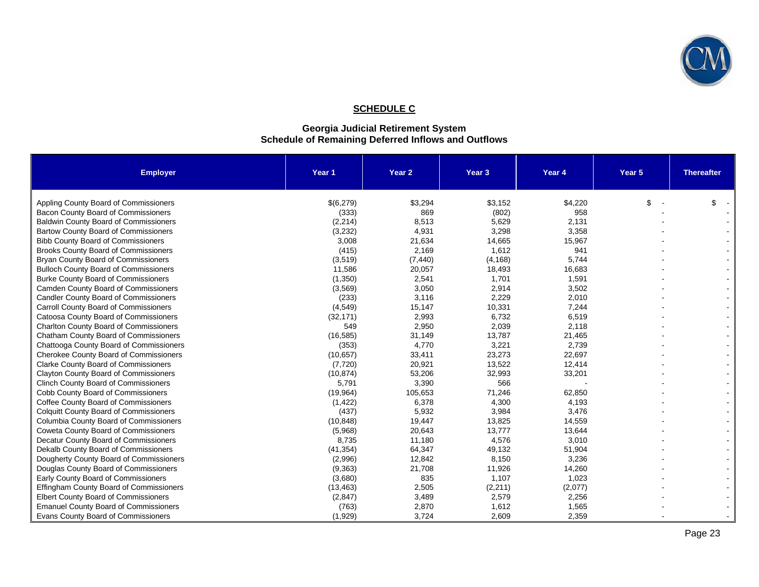## SCHEDULE C

### Georgia Judicial Retirement System
### Schedule of Remaining Deferred Inflows and Outflows

| Employer | Year 1 | Year 2 | Year 3 | Year 4 | Year 5 | Thereafter |
|---|---|---|---|---|---|---|
| Appling County Board of Commissioners | $(6,279) | $3,294 | $3,152 | $4,220 | $ - | $ - |
| Bacon County Board of Commissioners | (333) | 869 | (802) | 958 | - | - |
| Baldwin County Board of Commissioners | (2,214) | 8,513 | 5,629 | 2,131 | - | - |
| Bartow County Board of Commissioners | (3,232) | 4,931 | 3,298 | 3,358 | - | - |
| Bibb County Board of Commissioners | 3,008 | 21,634 | 14,665 | 15,967 | - | - |
| Brooks County Board of Commissioners | (415) | 2,169 | 1,612 | 941 | - | - |
| Bryan County Board of Commissioners | (3,519) | (7,440) | (4,168) | 5,744 | - | - |
| Bulloch County Board of Commissioners | 11,586 | 20,057 | 18,493 | 16,683 | - | - |
| Burke County Board of Commissioners | (1,350) | 2,541 | 1,701 | 1,591 | - | - |
| Camden County Board of Commissioners | (3,569) | 3,050 | 2,914 | 3,502 | - | - |
| Candler County Board of Commissioners | (233) | 3,116 | 2,229 | 2,010 | - | - |
| Carroll County Board of Commissioners | (4,549) | 15,147 | 10,331 | 7,244 | - | - |
| Catoosa County Board of Commissioners | (32,171) | 2,993 | 6,732 | 6,519 | - | - |
| Charlton County Board of Commissioners | 549 | 2,950 | 2,039 | 2,118 | - | - |
| Chatham County Board of Commissioners | (16,585) | 31,149 | 13,787 | 21,465 | - | - |
| Chattooga County Board of Commissioners | (353) | 4,770 | 3,221 | 2,739 | - | - |
| Cherokee County Board of Commissioners | (10,657) | 33,411 | 23,273 | 22,697 | - | - |
| Clarke County Board of Commissioners | (7,720) | 20,921 | 13,522 | 12,414 | - | - |
| Clayton County Board of Commissioners | (10,874) | 53,206 | 32,993 | 33,201 | - | - |
| Clinch County Board of Commissioners | 5,791 | 3,390 | 566 | - | - | - |
| Cobb County Board of Commissioners | (19,964) | 105,653 | 71,246 | 62,850 | - | - |
| Coffee County Board of Commissioners | (1,422) | 6,378 | 4,300 | 4,193 | - | - |
| Colquitt County Board of Commissioners | (437) | 5,932 | 3,984 | 3,476 | - | - |
| Columbia County Board of Commissioners | (10,848) | 19,447 | 13,825 | 14,559 | - | - |
| Coweta County Board of Commissioners | (5,968) | 20,643 | 13,777 | 13,644 | - | - |
| Decatur County Board of Commissioners | 8,735 | 11,180 | 4,576 | 3,010 | - | - |
| Dekalb County Board of Commissioners | (41,354) | 64,347 | 49,132 | 51,904 | - | - |
| Dougherty County Board of Commissioners | (2,996) | 12,842 | 8,150 | 3,236 | - | - |
| Douglas County Board of Commissioners | (9,363) | 21,708 | 11,926 | 14,260 | - | - |
| Early County Board of Commissioners | (3,680) | 835 | 1,107 | 1,023 | - | - |
| Effingham County Board of Commissioners | (13,463) | 2,505 | (2,211) | (2,077) | - | - |
| Elbert County Board of Commissioners | (2,847) | 3,489 | 2,579 | 2,256 | - | - |
| Emanuel County Board of Commissioners | (763) | 2,870 | 1,612 | 1,565 | - | - |
| Evans County Board of Commissioners | (1,929) | 3,724 | 2,609 | 2,359 | - | - |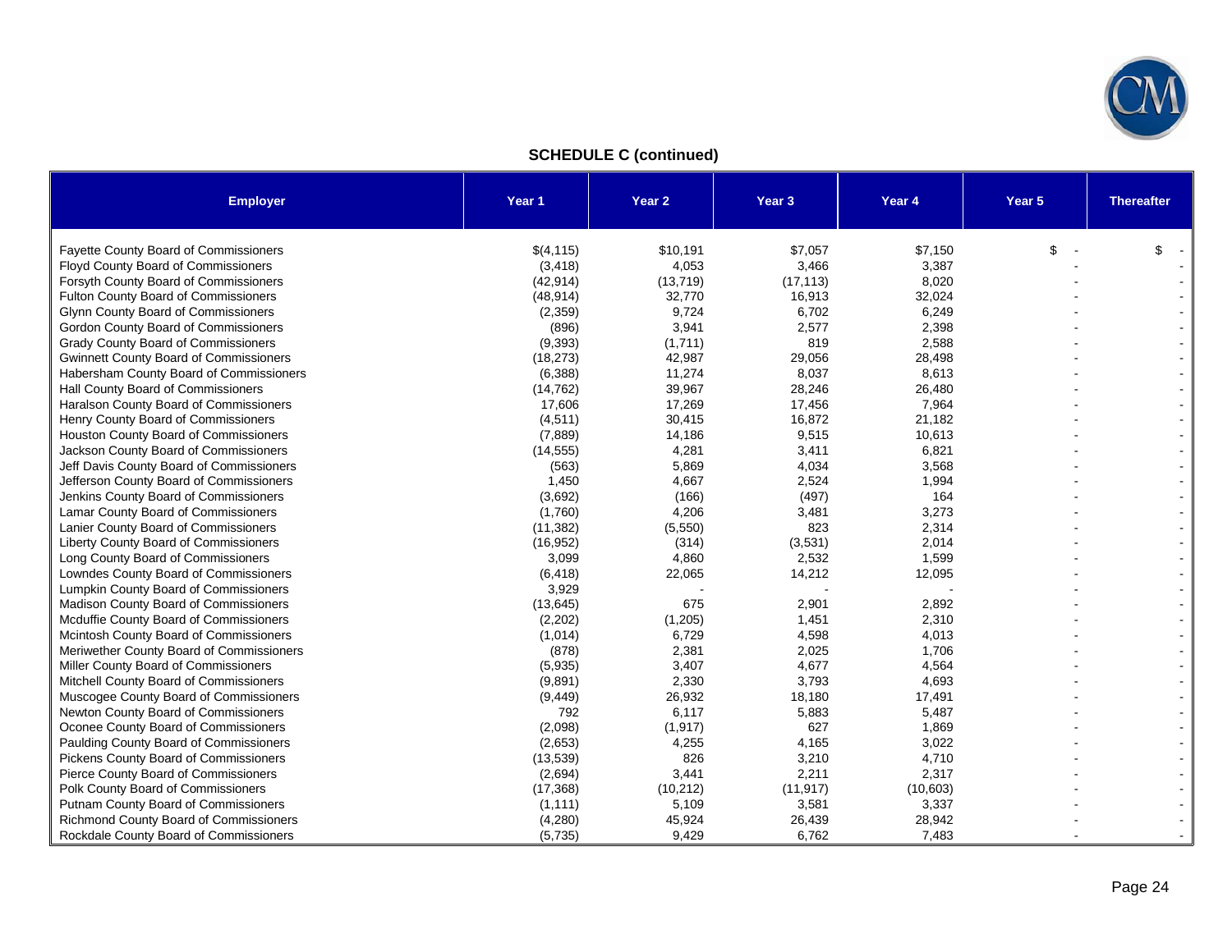**SCHEDULE C (continued)**

| Employer | Year 1 | Year 2 | Year 3 | Year 4 | Year 5 | Thereafter |
|---|---|---|---|---|---|---|
| Fayette County Board of Commissioners | $(4,115) | $10,191 | $7,057 | $7,150 | $ - | $ - |
| Floyd County Board of Commissioners | (3,418) | 4,053 | 3,466 | 3,387 | - | - |
| Forsyth County Board of Commissioners | (42,914) | (13,719) | (17,113) | 8,020 | - | - |
| Fulton County Board of Commissioners | (48,914) | 32,770 | 16,913 | 32,024 | - | - |
| Glynn County Board of Commissioners | (2,359) | 9,724 | 6,702 | 6,249 | - | - |
| Gordon County Board of Commissioners | (896) | 3,941 | 2,577 | 2,398 | - | - |
| Grady County Board of Commissioners | (9,393) | (1,711) | 819 | 2,588 | - | - |
| Gwinnett County Board of Commissioners | (18,273) | 42,987 | 29,056 | 28,498 | - | - |
| Habersham County Board of Commissioners | (6,388) | 11,274 | 8,037 | 8,613 | - | - |
| Hall County Board of Commissioners | (14,762) | 39,967 | 28,246 | 26,480 | - | - |
| Haralson County Board of Commissioners | 17,606 | 17,269 | 17,456 | 7,964 | - | - |
| Henry County Board of Commissioners | (4,511) | 30,415 | 16,872 | 21,182 | - | - |
| Houston County Board of Commissioners | (7,889) | 14,186 | 9,515 | 10,613 | - | - |
| Jackson County Board of Commissioners | (14,555) | 4,281 | 3,411 | 6,821 | - | - |
| Jeff Davis County Board of Commissioners | (563) | 5,869 | 4,034 | 3,568 | - | - |
| Jefferson County Board of Commissioners | 1,450 | 4,667 | 2,524 | 1,994 | - | - |
| Jenkins County Board of Commissioners | (3,692) | (166) | (497) | 164 | - | - |
| Lamar County Board of Commissioners | (1,760) | 4,206 | 3,481 | 3,273 | - | - |
| Lanier County Board of Commissioners | (11,382) | (5,550) | 823 | 2,314 | - | - |
| Liberty County Board of Commissioners | (16,952) | (314) | (3,531) | 2,014 | - | - |
| Long County Board of Commissioners | 3,099 | 4,860 | 2,532 | 1,599 | - | - |
| Lowndes County Board of Commissioners | (6,418) | 22,065 | 14,212 | 12,095 | - | - |
| Lumpkin County Board of Commissioners | 3,929 | - | - | - | - | - |
| Madison County Board of Commissioners | (13,645) | 675 | 2,901 | 2,892 | - | - |
| Mcduffie County Board of Commissioners | (2,202) | (1,205) | 1,451 | 2,310 | - | - |
| Mcintosh County Board of Commissioners | (1,014) | 6,729 | 4,598 | 4,013 | - | - |
| Meriwether County Board of Commissioners | (878) | 2,381 | 2,025 | 1,706 | - | - |
| Miller County Board of Commissioners | (5,935) | 3,407 | 4,677 | 4,564 | - | - |
| Mitchell County Board of Commissioners | (9,891) | 2,330 | 3,793 | 4,693 | - | - |
| Muscogee County Board of Commissioners | (9,449) | 26,932 | 18,180 | 17,491 | - | - |
| Newton County Board of Commissioners | 792 | 6,117 | 5,883 | 5,487 | - | - |
| Oconee County Board of Commissioners | (2,098) | (1,917) | 627 | 1,869 | - | - |
| Paulding County Board of Commissioners | (2,653) | 4,255 | 4,165 | 3,022 | - | - |
| Pickens County Board of Commissioners | (13,539) | 826 | 3,210 | 4,710 | - | - |
| Pierce County Board of Commissioners | (2,694) | 3,441 | 2,211 | 2,317 | - | - |
| Polk County Board of Commissioners | (17,368) | (10,212) | (11,917) | (10,603) | - | - |
| Putnam County Board of Commissioners | (1,111) | 5,109 | 3,581 | 3,337 | - | - |
| Richmond County Board of Commissioners | (4,280) | 45,924 | 26,439 | 28,942 | - | - |
| Rockdale County Board of Commissioners | (5,735) | 9,429 | 6,762 | 7,483 | - | - |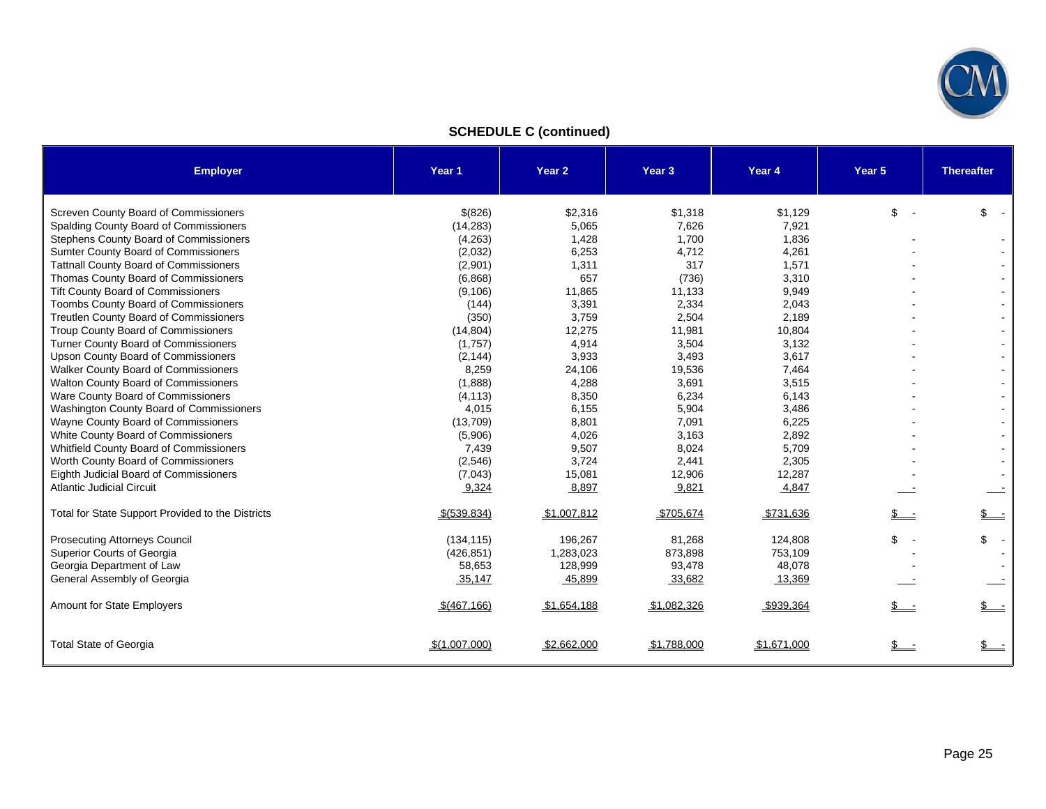## SCHEDULE C (continued)

| Employer | Year 1 | Year 2 | Year 3 | Year 4 | Year 5 | Thereafter |
|---|---|---|---|---|---|---|
| Screven County Board of Commissioners | $(826) | $2,316 | $1,318 | $1,129 | $ - | $ - |
| Spalding County Board of Commissioners | (14,283) | 5,065 | 7,626 | 7,921 | | |
| Stephens County Board of Commissioners | (4,263) | 1,428 | 1,700 | 1,836 | - | - |
| Sumter County Board of Commissioners | (2,032) | 6,253 | 4,712 | 4,261 | - | - |
| Tattnall County Board of Commissioners | (2,901) | 1,311 | 317 | 1,571 | - | - |
| Thomas County Board of Commissioners | (6,868) | 657 | (736) | 3,310 | - | - |
| Tift County Board of Commissioners | (9,106) | 11,865 | 11,133 | 9,949 | - | - |
| Toombs County Board of Commissioners | (144) | 3,391 | 2,334 | 2,043 | - | - |
| Treutlen County Board of Commissioners | (350) | 3,759 | 2,504 | 2,189 | - | - |
| Troup County Board of Commissioners | (14,804) | 12,275 | 11,981 | 10,804 | - | - |
| Turner County Board of Commissioners | (1,757) | 4,914 | 3,504 | 3,132 | - | - |
| Upson County Board of Commissioners | (2,144) | 3,933 | 3,493 | 3,617 | - | - |
| Walker County Board of Commissioners | 8,259 | 24,106 | 19,536 | 7,464 | - | - |
| Walton County Board of Commissioners | (1,888) | 4,288 | 3,691 | 3,515 | - | - |
| Ware County Board of Commissioners | (4,113) | 8,350 | 6,234 | 6,143 | - | - |
| Washington County Board of Commissioners | 4,015 | 6,155 | 5,904 | 3,486 | - | - |
| Wayne County Board of Commissioners | (13,709) | 8,801 | 7,091 | 6,225 | - | - |
| White County Board of Commissioners | (5,906) | 4,026 | 3,163 | 2,892 | - | - |
| Whitfield County Board of Commissioners | 7,439 | 9,507 | 8,024 | 5,709 | - | - |
| Worth County Board of Commissioners | (2,546) | 3,724 | 2,441 | 2,305 | - | - |
| Eighth Judicial Board of Commissioners | (7,043) | 15,081 | 12,906 | 12,287 | - | - |
| Atlantic Judicial Circuit | 9,324 | 8,897 | 9,821 | 4,847 | - | - |
| Total for State Support Provided to the Districts | $(539,834) | $1,007,812 | $705,674 | $731,636 | $ - | $ - |
| Prosecuting Attorneys Council | (134,115) | 196,267 | 81,268 | 124,808 | $ - | $ - |
| Superior Courts of Georgia | (426,851) | 1,283,023 | 873,898 | 753,109 | - | - |
| Georgia Department of Law | 58,653 | 128,999 | 93,478 | 48,078 | - | - |
| General Assembly of Georgia | 35,147 | 45,899 | 33,682 | 13,369 | - | - |
| Amount for State Employers | $(467,166) | $1,654,188 | $1,082,326 | $939,364 | $ - | $ - |
| Total State of Georgia | $(1,007,000) | $2,662,000 | $1,788,000 | $1,671,000 | $ - | $ - |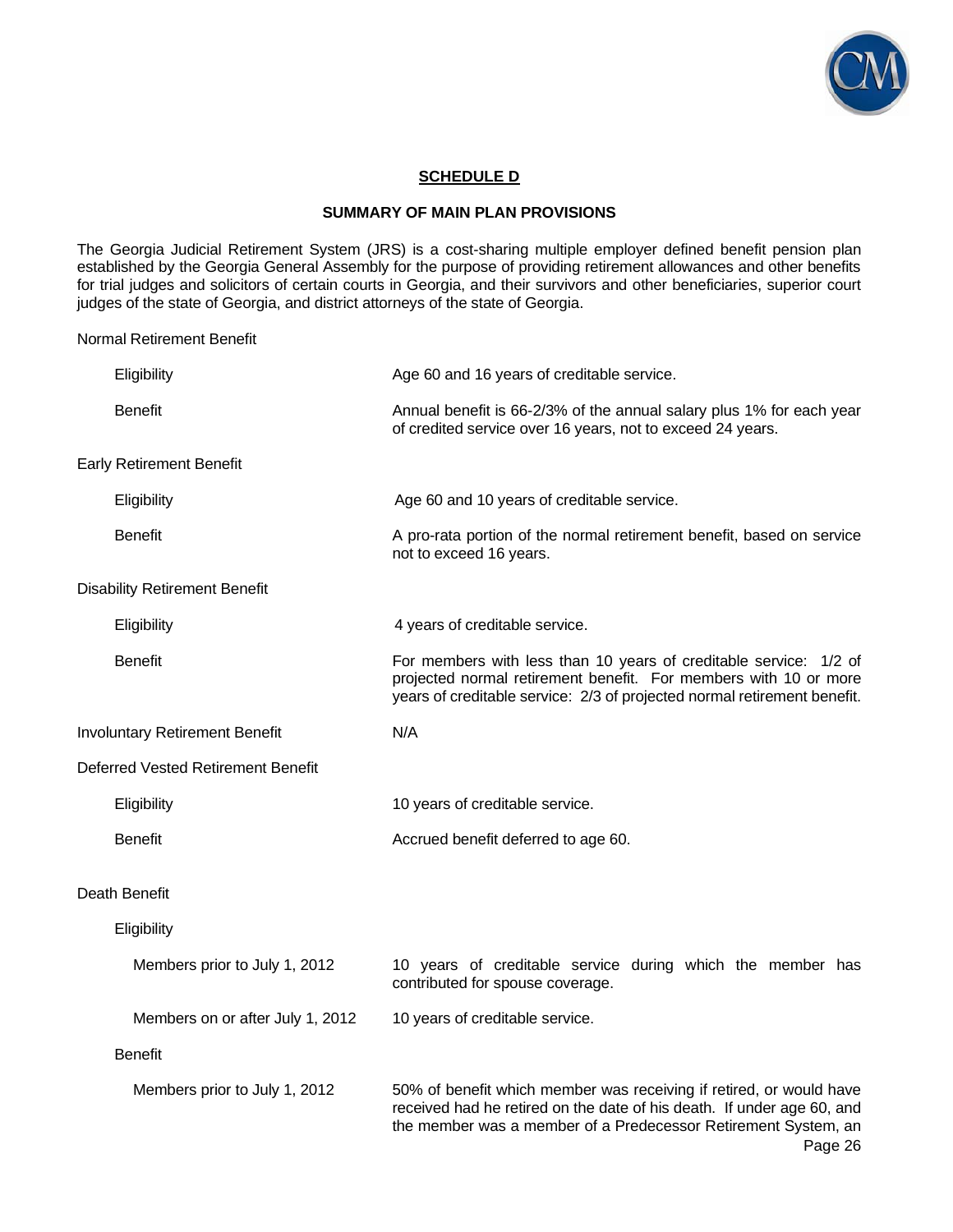## SCHEDULE D

### SUMMARY OF MAIN PLAN PROVISIONS

The Georgia Judicial Retirement System (JRS) is a cost-sharing multiple employer defined benefit pension plan established by the Georgia General Assembly for the purpose of providing retirement allowances and other benefits for trial judges and solicitors of certain courts in Georgia, and their survivors and other beneficiaries, superior court judges of the state of Georgia, and district attorneys of the state of Georgia.

**Normal Retirement Benefit**

- **Eligibility:** Age 60 and 16 years of creditable service.
- **Benefit:** Annual benefit is 66-2/3% of the annual salary plus 1% for each year of credited service over 16 years, not to exceed 24 years.

**Early Retirement Benefit**

- **Eligibility:** Age 60 and 10 years of creditable service.
- **Benefit:** A pro-rata portion of the normal retirement benefit, based on service not to exceed 16 years.

**Disability Retirement Benefit**

- **Eligibility:** 4 years of creditable service.
- **Benefit:** For members with less than 10 years of creditable service: 1/2 of projected normal retirement benefit. For members with 10 or more years of creditable service: 2/3 of projected normal retirement benefit.

**Involuntary Retirement Benefit:** N/A

**Deferred Vested Retirement Benefit**

- **Eligibility:** 10 years of creditable service.
- **Benefit:** Accrued benefit deferred to age 60.

**Death Benefit**

- **Eligibility**
  - Members prior to July 1, 2012: 10 years of creditable service during which the member has contributed for spouse coverage.
  - Members on or after July 1, 2012: 10 years of creditable service.
- **Benefit**
  - Members prior to July 1, 2012: 50% of benefit which member was receiving if retired, or would have received had he retired on the date of his death. If under age 60, and the member was a member of a Predecessor Retirement System, an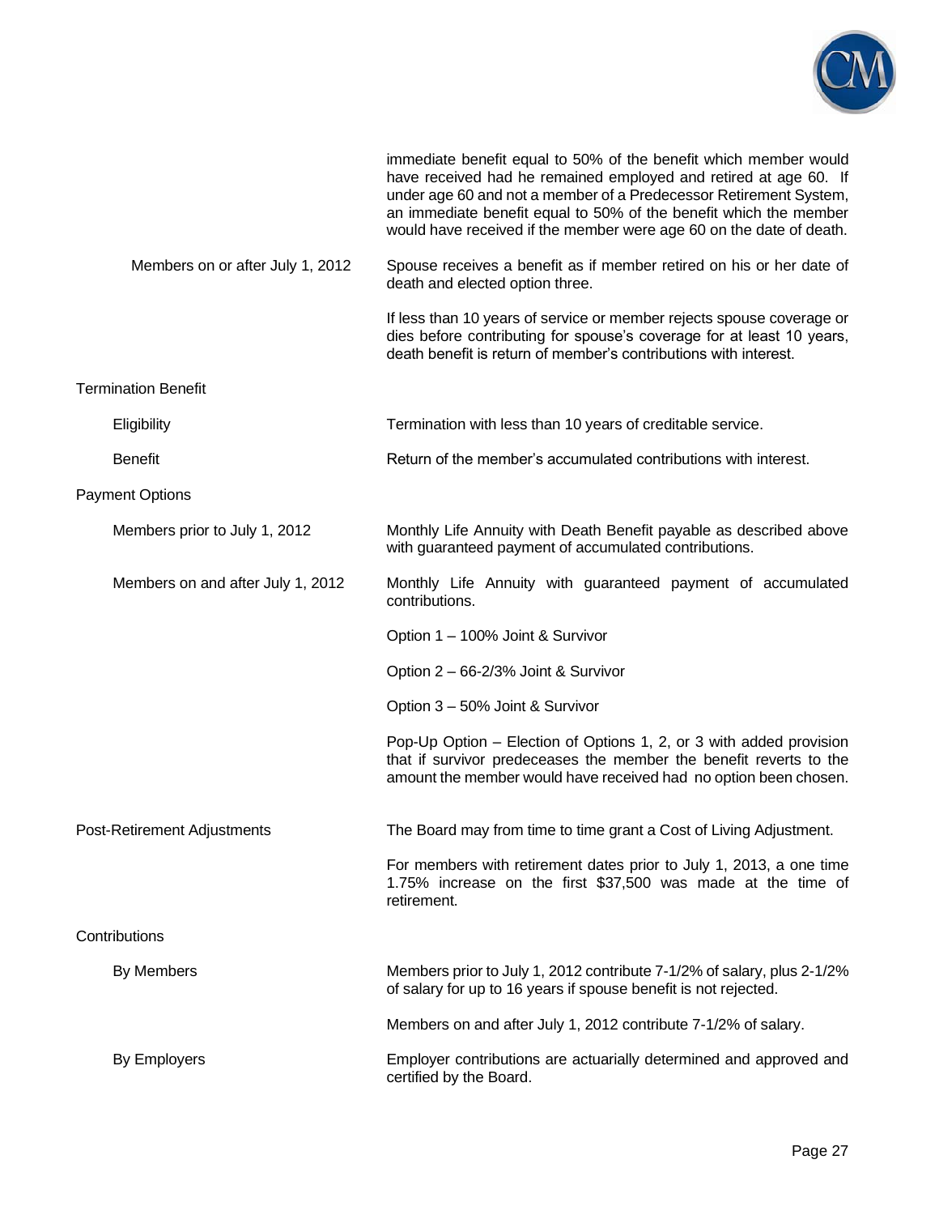immediate benefit equal to 50% of the benefit which member would have received had he remained employed and retired at age 60. If under age 60 and not a member of a Predecessor Retirement System, an immediate benefit equal to 50% of the benefit which the member would have received if the member were age 60 on the date of death.

| | |
|---|---|
| Members on or after July 1, 2012 | Spouse receives a benefit as if member retired on his or her date of death and elected option three. |
| | If less than 10 years of service or member rejects spouse coverage or dies before contributing for spouse's coverage for at least 10 years, death benefit is return of member's contributions with interest. |

**Termination Benefit**

| | |
|---|---|
| Eligibility | Termination with less than 10 years of creditable service. |
| Benefit | Return of the member's accumulated contributions with interest. |

**Payment Options**

| | |
|---|---|
| Members prior to July 1, 2012 | Monthly Life Annuity with Death Benefit payable as described above with guaranteed payment of accumulated contributions. |
| Members on and after July 1, 2012 | Monthly Life Annuity with guaranteed payment of accumulated contributions. |
| | Option 1 – 100% Joint & Survivor |
| | Option 2 – 66-2/3% Joint & Survivor |
| | Option 3 – 50% Joint & Survivor |
| | Pop-Up Option – Election of Options 1, 2, or 3 with added provision that if survivor predeceases the member the benefit reverts to the amount the member would have received had no option been chosen. |

**Post-Retirement Adjustments**

The Board may from time to time grant a Cost of Living Adjustment.

For members with retirement dates prior to July 1, 2013, a one time 1.75% increase on the first $37,500 was made at the time of retirement.

**Contributions**

| | |
|---|---|
| By Members | Members prior to July 1, 2012 contribute 7-1/2% of salary, plus 2-1/2% of salary for up to 16 years if spouse benefit is not rejected. |
| | Members on and after July 1, 2012 contribute 7-1/2% of salary. |
| By Employers | Employer contributions are actuarially determined and approved and certified by the Board. |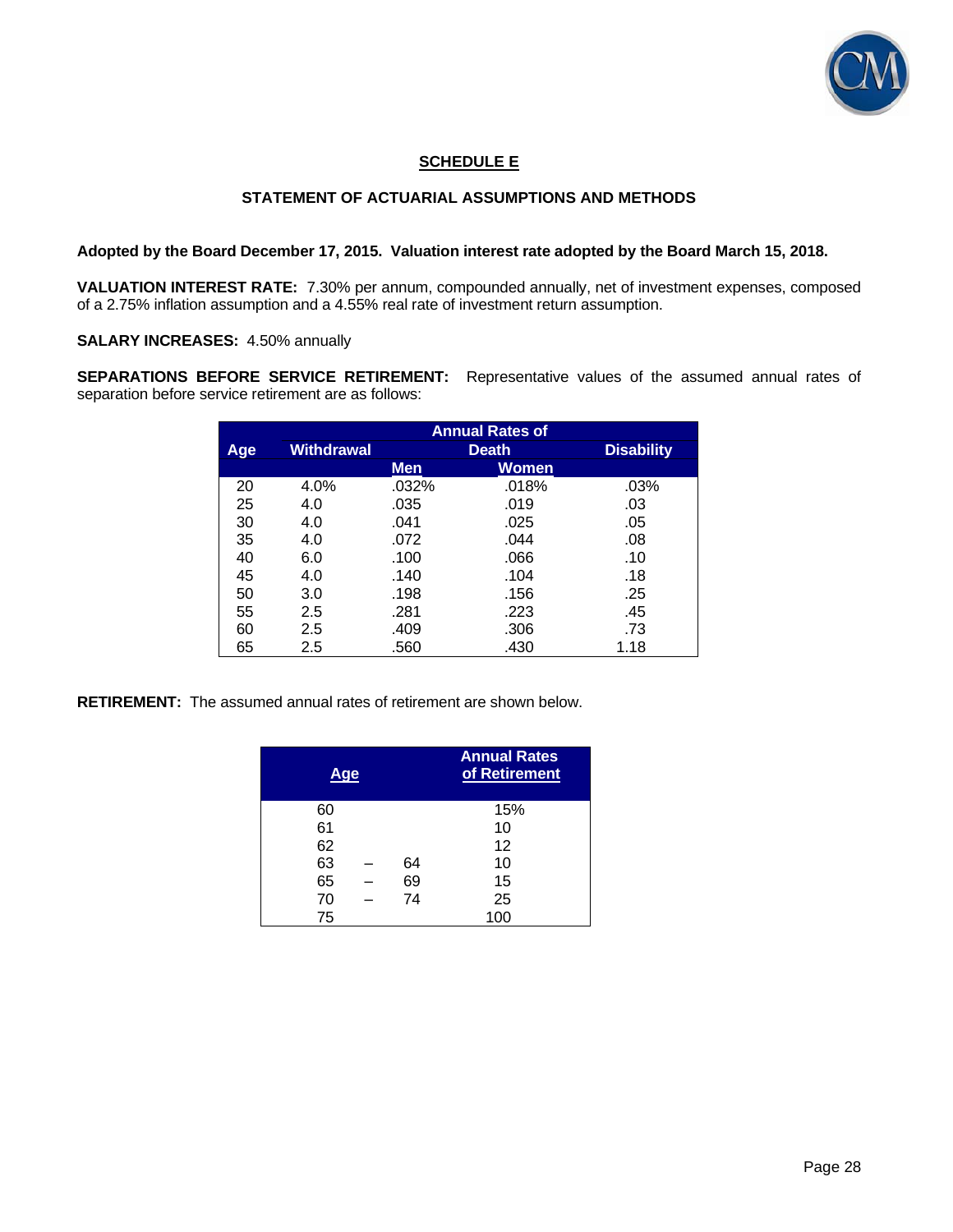## SCHEDULE E

### STATEMENT OF ACTUARIAL ASSUMPTIONS AND METHODS

**Adopted by the Board December 17, 2015. Valuation interest rate adopted by the Board March 15, 2018.**

**VALUATION INTEREST RATE:** 7.30% per annum, compounded annually, net of investment expenses, composed of a 2.75% inflation assumption and a 4.55% real rate of investment return assumption.

**SALARY INCREASES:** 4.50% annually

**SEPARATIONS BEFORE SERVICE RETIREMENT:** Representative values of the assumed annual rates of separation before service retirement are as follows:

| | Annual Rates of | | | |
|---|---|---|---|---|
| Age | Withdrawal | Death | | Disability |
| | | Men | Women | |
| 20 | 4.0% | .032% | .018% | .03% |
| 25 | 4.0 | .035 | .019 | .03 |
| 30 | 4.0 | .041 | .025 | .05 |
| 35 | 4.0 | .072 | .044 | .08 |
| 40 | 6.0 | .100 | .066 | .10 |
| 45 | 4.0 | .140 | .104 | .18 |
| 50 | 3.0 | .198 | .156 | .25 |
| 55 | 2.5 | .281 | .223 | .45 |
| 60 | 2.5 | .409 | .306 | .73 |
| 65 | 2.5 | .560 | .430 | 1.18 |

**RETIREMENT:** The assumed annual rates of retirement are shown below.

| Age | Annual Rates of Retirement |
|---|---|
| 60 | 15% |
| 61 | 10 |
| 62 | 12 |
| 63 – 64 | 10 |
| 65 – 69 | 15 |
| 70 – 74 | 25 |
| 75 | 100 |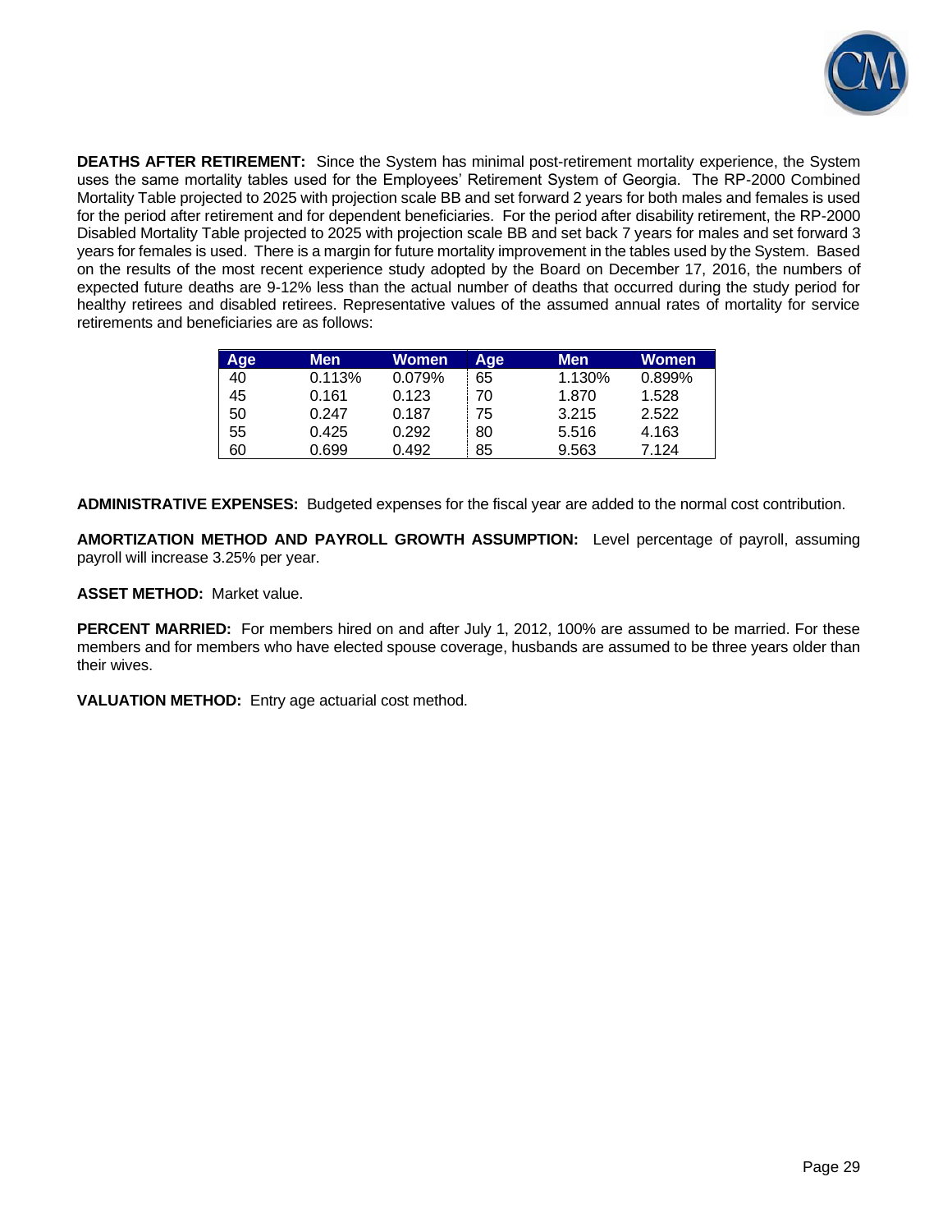**DEATHS AFTER RETIREMENT:** Since the System has minimal post-retirement mortality experience, the System uses the same mortality tables used for the Employees' Retirement System of Georgia. The RP-2000 Combined Mortality Table projected to 2025 with projection scale BB and set forward 2 years for both males and females is used for the period after retirement and for dependent beneficiaries. For the period after disability retirement, the RP-2000 Disabled Mortality Table projected to 2025 with projection scale BB and set back 7 years for males and set forward 3 years for females is used. There is a margin for future mortality improvement in the tables used by the System. Based on the results of the most recent experience study adopted by the Board on December 17, 2016, the numbers of expected future deaths are 9-12% less than the actual number of deaths that occurred during the study period for healthy retirees and disabled retirees. Representative values of the assumed annual rates of mortality for service retirements and beneficiaries are as follows:

| Age | Men | Women | Age | Men | Women |
|---|---|---|---|---|---|
| 40 | 0.113% | 0.079% | 65 | 1.130% | 0.899% |
| 45 | 0.161 | 0.123 | 70 | 1.870 | 1.528 |
| 50 | 0.247 | 0.187 | 75 | 3.215 | 2.522 |
| 55 | 0.425 | 0.292 | 80 | 5.516 | 4.163 |
| 60 | 0.699 | 0.492 | 85 | 9.563 | 7.124 |

**ADMINISTRATIVE EXPENSES:** Budgeted expenses for the fiscal year are added to the normal cost contribution.

**AMORTIZATION METHOD AND PAYROLL GROWTH ASSUMPTION:** Level percentage of payroll, assuming payroll will increase 3.25% per year.

**ASSET METHOD:** Market value.

**PERCENT MARRIED:** For members hired on and after July 1, 2012, 100% are assumed to be married. For these members and for members who have elected spouse coverage, husbands are assumed to be three years older than their wives.

**VALUATION METHOD:** Entry age actuarial cost method.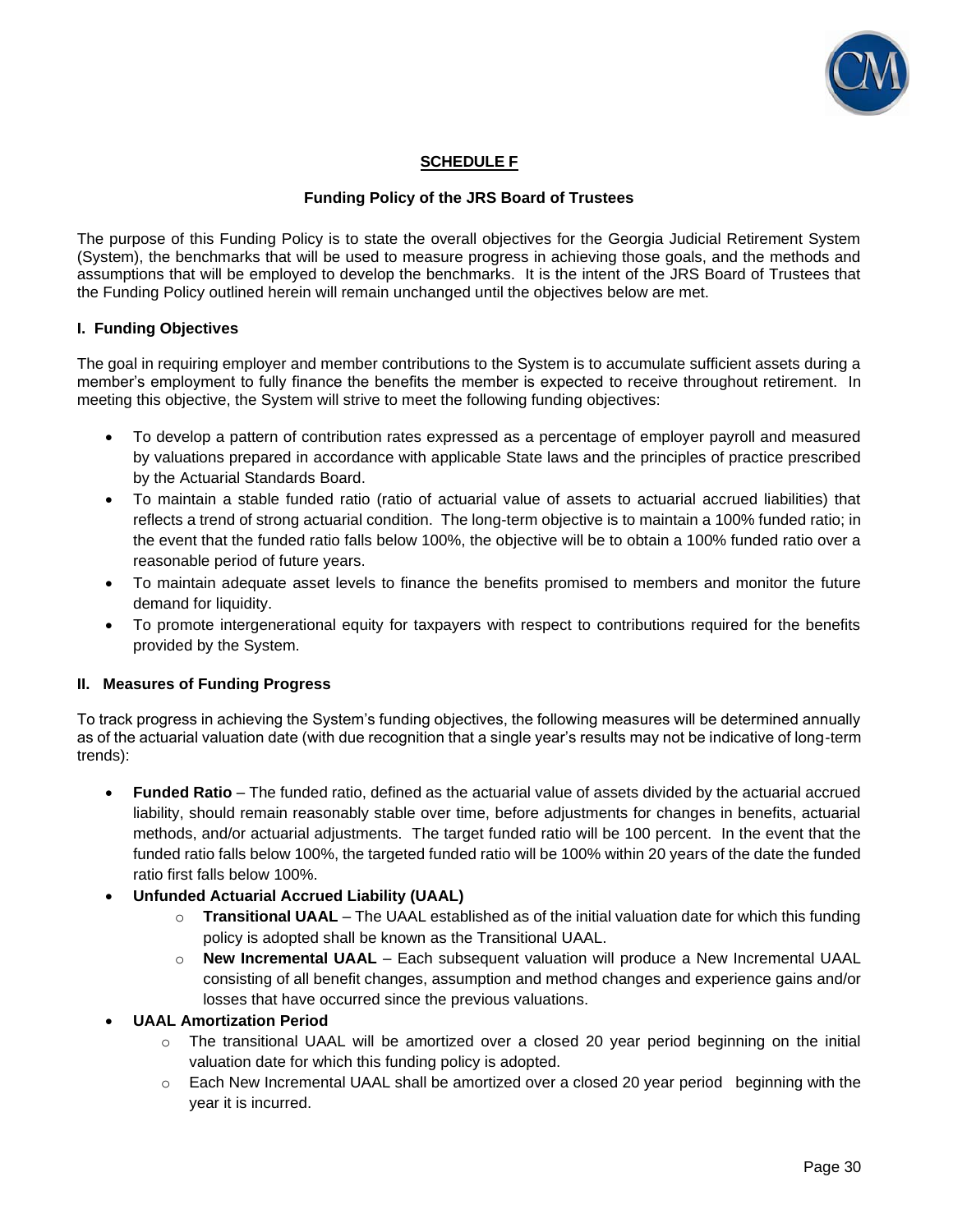# SCHEDULE F

## Funding Policy of the JRS Board of Trustees

The purpose of this Funding Policy is to state the overall objectives for the Georgia Judicial Retirement System (System), the benchmarks that will be used to measure progress in achieving those goals, and the methods and assumptions that will be employed to develop the benchmarks. It is the intent of the JRS Board of Trustees that the Funding Policy outlined herein will remain unchanged until the objectives below are met.

### I. Funding Objectives

The goal in requiring employer and member contributions to the System is to accumulate sufficient assets during a member's employment to fully finance the benefits the member is expected to receive throughout retirement. In meeting this objective, the System will strive to meet the following funding objectives:

- To develop a pattern of contribution rates expressed as a percentage of employer payroll and measured by valuations prepared in accordance with applicable State laws and the principles of practice prescribed by the Actuarial Standards Board.
- To maintain a stable funded ratio (ratio of actuarial value of assets to actuarial accrued liabilities) that reflects a trend of strong actuarial condition. The long-term objective is to maintain a 100% funded ratio; in the event that the funded ratio falls below 100%, the objective will be to obtain a 100% funded ratio over a reasonable period of future years.
- To maintain adequate asset levels to finance the benefits promised to members and monitor the future demand for liquidity.
- To promote intergenerational equity for taxpayers with respect to contributions required for the benefits provided by the System.

### II. Measures of Funding Progress

To track progress in achieving the System's funding objectives, the following measures will be determined annually as of the actuarial valuation date (with due recognition that a single year's results may not be indicative of long-term trends):

- **Funded Ratio** – The funded ratio, defined as the actuarial value of assets divided by the actuarial accrued liability, should remain reasonably stable over time, before adjustments for changes in benefits, actuarial methods, and/or actuarial adjustments. The target funded ratio will be 100 percent. In the event that the funded ratio falls below 100%, the targeted funded ratio will be 100% within 20 years of the date the funded ratio first falls below 100%.
- **Unfunded Actuarial Accrued Liability (UAAL)**
  - **Transitional UAAL** – The UAAL established as of the initial valuation date for which this funding policy is adopted shall be known as the Transitional UAAL.
  - **New Incremental UAAL** – Each subsequent valuation will produce a New Incremental UAAL consisting of all benefit changes, assumption and method changes and experience gains and/or losses that have occurred since the previous valuations.
- **UAAL Amortization Period**
  - The transitional UAAL will be amortized over a closed 20 year period beginning on the initial valuation date for which this funding policy is adopted.
  - Each New Incremental UAAL shall be amortized over a closed 20 year period beginning with the year it is incurred.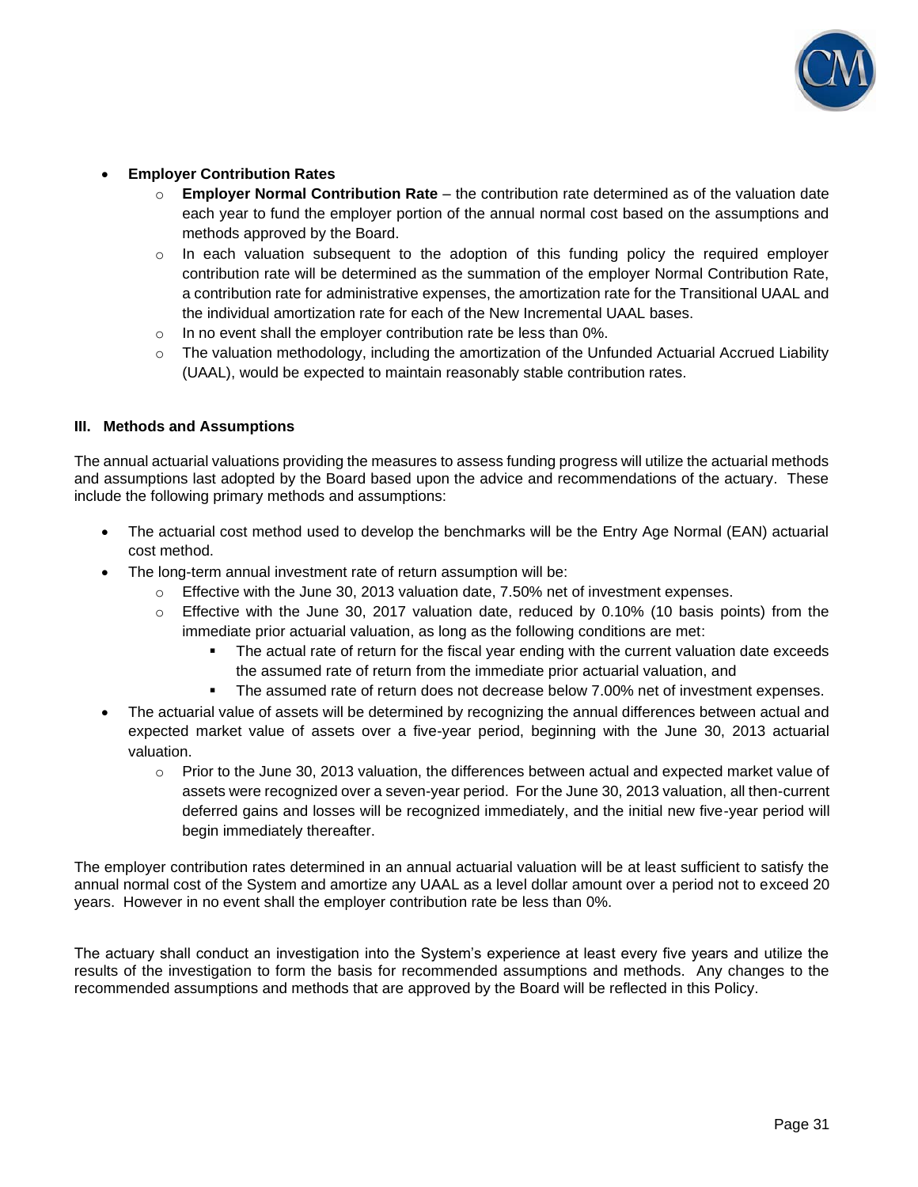- **Employer Contribution Rates**
  - **Employer Normal Contribution Rate** – the contribution rate determined as of the valuation date each year to fund the employer portion of the annual normal cost based on the assumptions and methods approved by the Board.
  - In each valuation subsequent to the adoption of this funding policy the required employer contribution rate will be determined as the summation of the employer Normal Contribution Rate, a contribution rate for administrative expenses, the amortization rate for the Transitional UAAL and the individual amortization rate for each of the New Incremental UAAL bases.
  - In no event shall the employer contribution rate be less than 0%.
  - The valuation methodology, including the amortization of the Unfunded Actuarial Accrued Liability (UAAL), would be expected to maintain reasonably stable contribution rates.

### III. Methods and Assumptions

The annual actuarial valuations providing the measures to assess funding progress will utilize the actuarial methods and assumptions last adopted by the Board based upon the advice and recommendations of the actuary. These include the following primary methods and assumptions:

- The actuarial cost method used to develop the benchmarks will be the Entry Age Normal (EAN) actuarial cost method.
- The long-term annual investment rate of return assumption will be:
  - Effective with the June 30, 2013 valuation date, 7.50% net of investment expenses.
  - Effective with the June 30, 2017 valuation date, reduced by 0.10% (10 basis points) from the immediate prior actuarial valuation, as long as the following conditions are met:
    - The actual rate of return for the fiscal year ending with the current valuation date exceeds the assumed rate of return from the immediate prior actuarial valuation, and
    - The assumed rate of return does not decrease below 7.00% net of investment expenses.
- The actuarial value of assets will be determined by recognizing the annual differences between actual and expected market value of assets over a five-year period, beginning with the June 30, 2013 actuarial valuation.
  - Prior to the June 30, 2013 valuation, the differences between actual and expected market value of assets were recognized over a seven-year period. For the June 30, 2013 valuation, all then-current deferred gains and losses will be recognized immediately, and the initial new five-year period will begin immediately thereafter.

The employer contribution rates determined in an annual actuarial valuation will be at least sufficient to satisfy the annual normal cost of the System and amortize any UAAL as a level dollar amount over a period not to exceed 20 years. However in no event shall the employer contribution rate be less than 0%.

The actuary shall conduct an investigation into the System's experience at least every five years and utilize the results of the investigation to form the basis for recommended assumptions and methods. Any changes to the recommended assumptions and methods that are approved by the Board will be reflected in this Policy.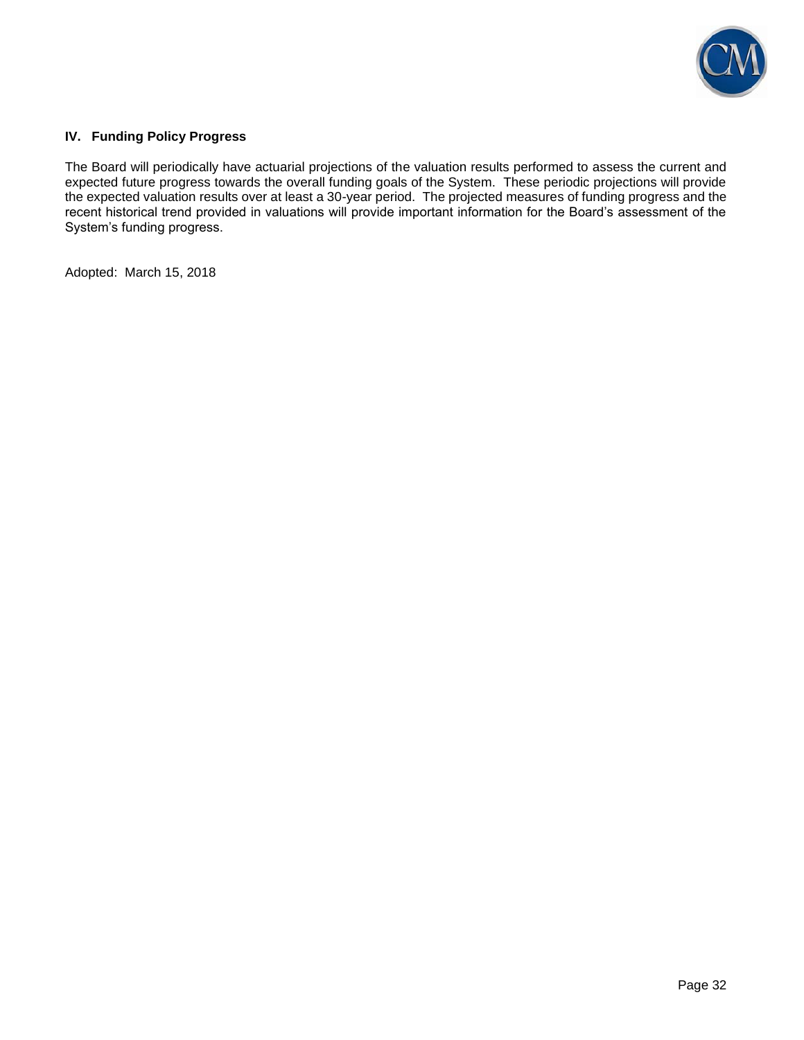## IV. Funding Policy Progress

The Board will periodically have actuarial projections of the valuation results performed to assess the current and expected future progress towards the overall funding goals of the System. These periodic projections will provide the expected valuation results over at least a 30-year period. The projected measures of funding progress and the recent historical trend provided in valuations will provide important information for the Board's assessment of the System's funding progress.

Adopted: March 15, 2018